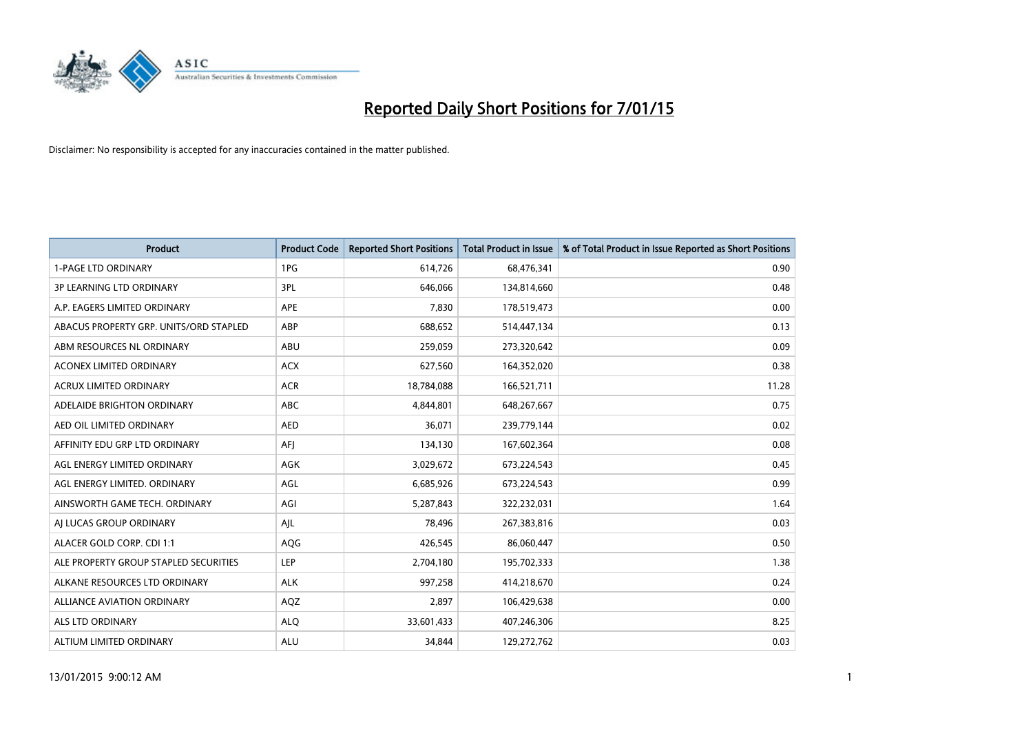# Reported Daily Short Positions for 7/01/15

Disclaimer: No responsibility is accepted for any inaccuracies contained in the matter published.

| Product | Product Code | Reported Short Positions | Total Product in Issue | % of Total Product in Issue Reported as Short Positions |
|---|---|---|---|---|
| 1-PAGE LTD ORDINARY | 1PG | 614,726 | 68,476,341 | 0.90 |
| 3P LEARNING LTD ORDINARY | 3PL | 646,066 | 134,814,660 | 0.48 |
| A.P. EAGERS LIMITED ORDINARY | APE | 7,830 | 178,519,473 | 0.00 |
| ABACUS PROPERTY GRP. UNITS/ORD STAPLED | ABP | 688,652 | 514,447,134 | 0.13 |
| ABM RESOURCES NL ORDINARY | ABU | 259,059 | 273,320,642 | 0.09 |
| ACONEX LIMITED ORDINARY | ACX | 627,560 | 164,352,020 | 0.38 |
| ACRUX LIMITED ORDINARY | ACR | 18,784,088 | 166,521,711 | 11.28 |
| ADELAIDE BRIGHTON ORDINARY | ABC | 4,844,801 | 648,267,667 | 0.75 |
| AED OIL LIMITED ORDINARY | AED | 36,071 | 239,779,144 | 0.02 |
| AFFINITY EDU GRP LTD ORDINARY | AFJ | 134,130 | 167,602,364 | 0.08 |
| AGL ENERGY LIMITED ORDINARY | AGK | 3,029,672 | 673,224,543 | 0.45 |
| AGL ENERGY LIMITED. ORDINARY | AGL | 6,685,926 | 673,224,543 | 0.99 |
| AINSWORTH GAME TECH. ORDINARY | AGI | 5,287,843 | 322,232,031 | 1.64 |
| AJ LUCAS GROUP ORDINARY | AJL | 78,496 | 267,383,816 | 0.03 |
| ALACER GOLD CORP. CDI 1:1 | AQG | 426,545 | 86,060,447 | 0.50 |
| ALE PROPERTY GROUP STAPLED SECURITIES | LEP | 2,704,180 | 195,702,333 | 1.38 |
| ALKANE RESOURCES LTD ORDINARY | ALK | 997,258 | 414,218,670 | 0.24 |
| ALLIANCE AVIATION ORDINARY | AQZ | 2,897 | 106,429,638 | 0.00 |
| ALS LTD ORDINARY | ALQ | 33,601,433 | 407,246,306 | 8.25 |
| ALTIUM LIMITED ORDINARY | ALU | 34,844 | 129,272,762 | 0.03 |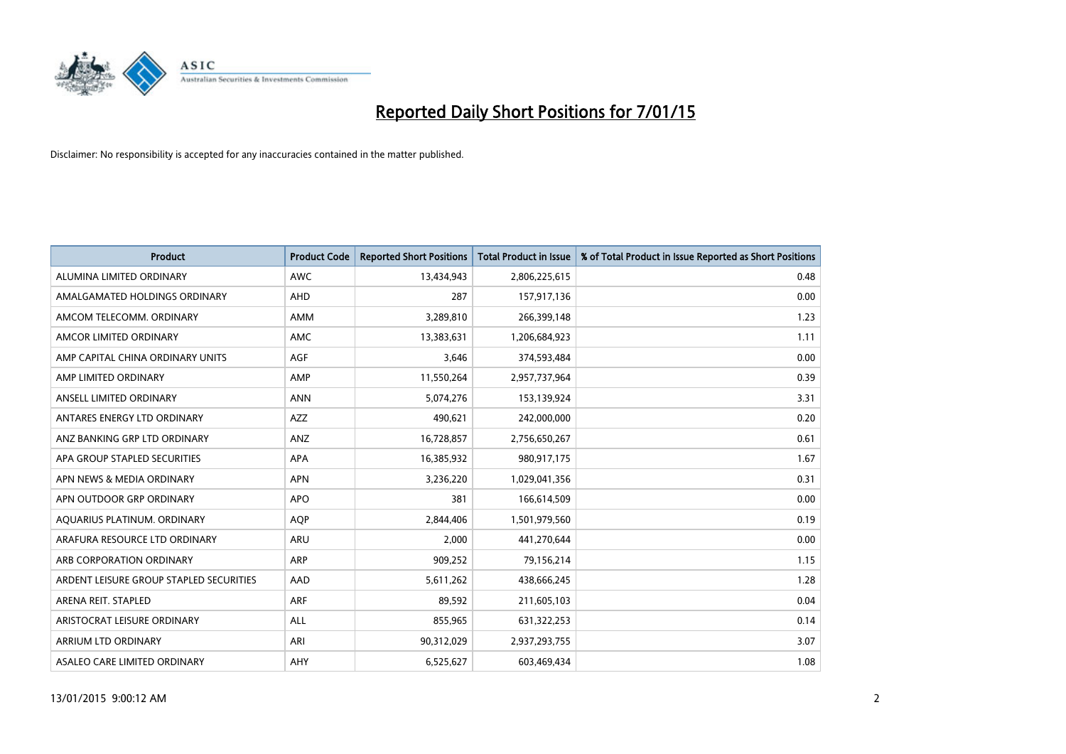# Reported Daily Short Positions for 7/01/15

Disclaimer: No responsibility is accepted for any inaccuracies contained in the matter published.

| Product | Product Code | Reported Short Positions | Total Product in Issue | % of Total Product in Issue Reported as Short Positions |
|---|---|---|---|---|
| ALUMINA LIMITED ORDINARY | AWC | 13,434,943 | 2,806,225,615 | 0.48 |
| AMALGAMATED HOLDINGS ORDINARY | AHD | 287 | 157,917,136 | 0.00 |
| AMCOM TELECOMM. ORDINARY | AMM | 3,289,810 | 266,399,148 | 1.23 |
| AMCOR LIMITED ORDINARY | AMC | 13,383,631 | 1,206,684,923 | 1.11 |
| AMP CAPITAL CHINA ORDINARY UNITS | AGF | 3,646 | 374,593,484 | 0.00 |
| AMP LIMITED ORDINARY | AMP | 11,550,264 | 2,957,737,964 | 0.39 |
| ANSELL LIMITED ORDINARY | ANN | 5,074,276 | 153,139,924 | 3.31 |
| ANTARES ENERGY LTD ORDINARY | AZZ | 490,621 | 242,000,000 | 0.20 |
| ANZ BANKING GRP LTD ORDINARY | ANZ | 16,728,857 | 2,756,650,267 | 0.61 |
| APA GROUP STAPLED SECURITIES | APA | 16,385,932 | 980,917,175 | 1.67 |
| APN NEWS & MEDIA ORDINARY | APN | 3,236,220 | 1,029,041,356 | 0.31 |
| APN OUTDOOR GRP ORDINARY | APO | 381 | 166,614,509 | 0.00 |
| AQUARIUS PLATINUM. ORDINARY | AQP | 2,844,406 | 1,501,979,560 | 0.19 |
| ARAFURA RESOURCE LTD ORDINARY | ARU | 2,000 | 441,270,644 | 0.00 |
| ARB CORPORATION ORDINARY | ARP | 909,252 | 79,156,214 | 1.15 |
| ARDENT LEISURE GROUP STAPLED SECURITIES | AAD | 5,611,262 | 438,666,245 | 1.28 |
| ARENA REIT. STAPLED | ARF | 89,592 | 211,605,103 | 0.04 |
| ARISTOCRAT LEISURE ORDINARY | ALL | 855,965 | 631,322,253 | 0.14 |
| ARRIUM LTD ORDINARY | ARI | 90,312,029 | 2,937,293,755 | 3.07 |
| ASALEO CARE LIMITED ORDINARY | AHY | 6,525,627 | 603,469,434 | 1.08 |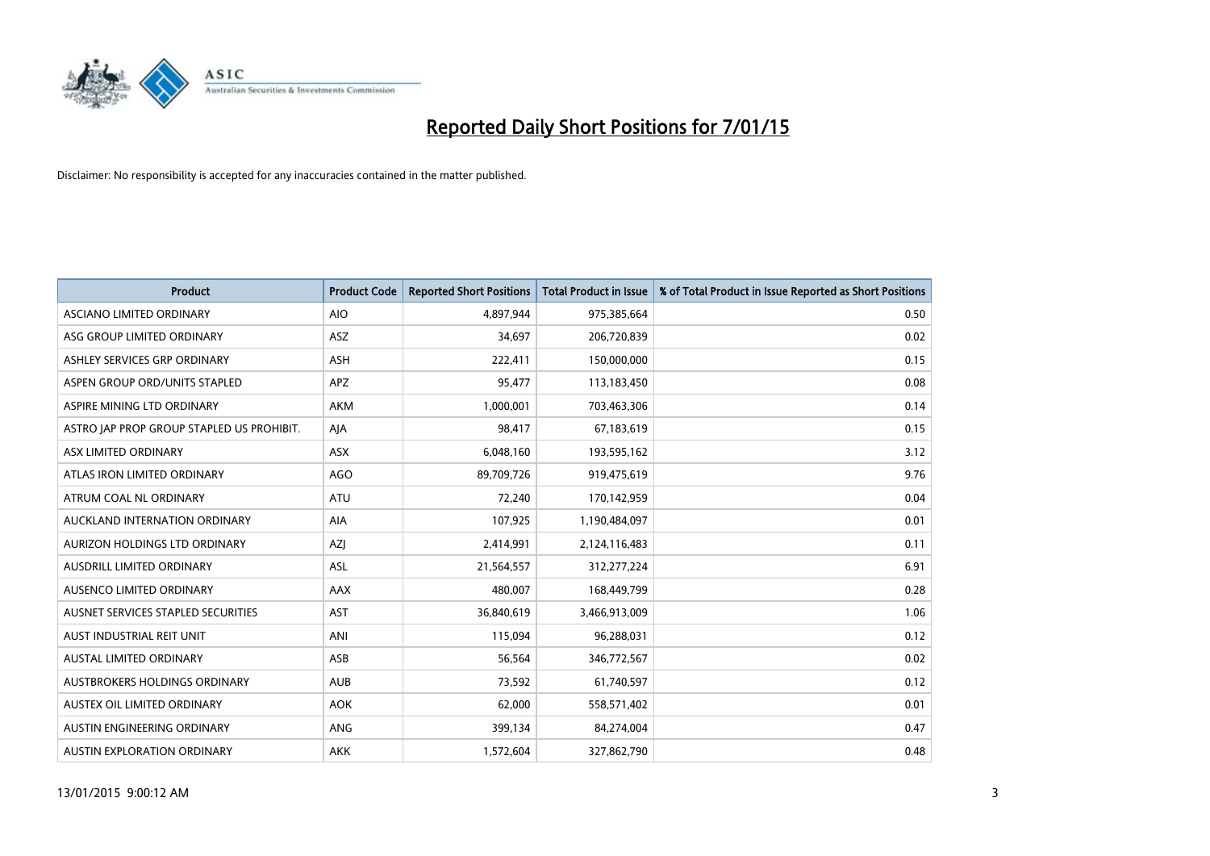# Reported Daily Short Positions for 7/01/15

Disclaimer: No responsibility is accepted for any inaccuracies contained in the matter published.

| Product | Product Code | Reported Short Positions | Total Product in Issue | % of Total Product in Issue Reported as Short Positions |
|---|---|---|---|---|
| ASCIANO LIMITED ORDINARY | AIO | 4,897,944 | 975,385,664 | 0.50 |
| ASG GROUP LIMITED ORDINARY | ASZ | 34,697 | 206,720,839 | 0.02 |
| ASHLEY SERVICES GRP ORDINARY | ASH | 222,411 | 150,000,000 | 0.15 |
| ASPEN GROUP ORD/UNITS STAPLED | APZ | 95,477 | 113,183,450 | 0.08 |
| ASPIRE MINING LTD ORDINARY | AKM | 1,000,001 | 703,463,306 | 0.14 |
| ASTRO JAP PROP GROUP STAPLED US PROHIBIT. | AJA | 98,417 | 67,183,619 | 0.15 |
| ASX LIMITED ORDINARY | ASX | 6,048,160 | 193,595,162 | 3.12 |
| ATLAS IRON LIMITED ORDINARY | AGO | 89,709,726 | 919,475,619 | 9.76 |
| ATRUM COAL NL ORDINARY | ATU | 72,240 | 170,142,959 | 0.04 |
| AUCKLAND INTERNATION ORDINARY | AIA | 107,925 | 1,190,484,097 | 0.01 |
| AURIZON HOLDINGS LTD ORDINARY | AZJ | 2,414,991 | 2,124,116,483 | 0.11 |
| AUSDRILL LIMITED ORDINARY | ASL | 21,564,557 | 312,277,224 | 6.91 |
| AUSENCO LIMITED ORDINARY | AAX | 480,007 | 168,449,799 | 0.28 |
| AUSNET SERVICES STAPLED SECURITIES | AST | 36,840,619 | 3,466,913,009 | 1.06 |
| AUST INDUSTRIAL REIT UNIT | ANI | 115,094 | 96,288,031 | 0.12 |
| AUSTAL LIMITED ORDINARY | ASB | 56,564 | 346,772,567 | 0.02 |
| AUSTBROKERS HOLDINGS ORDINARY | AUB | 73,592 | 61,740,597 | 0.12 |
| AUSTEX OIL LIMITED ORDINARY | AOK | 62,000 | 558,571,402 | 0.01 |
| AUSTIN ENGINEERING ORDINARY | ANG | 399,134 | 84,274,004 | 0.47 |
| AUSTIN EXPLORATION ORDINARY | AKK | 1,572,604 | 327,862,790 | 0.48 |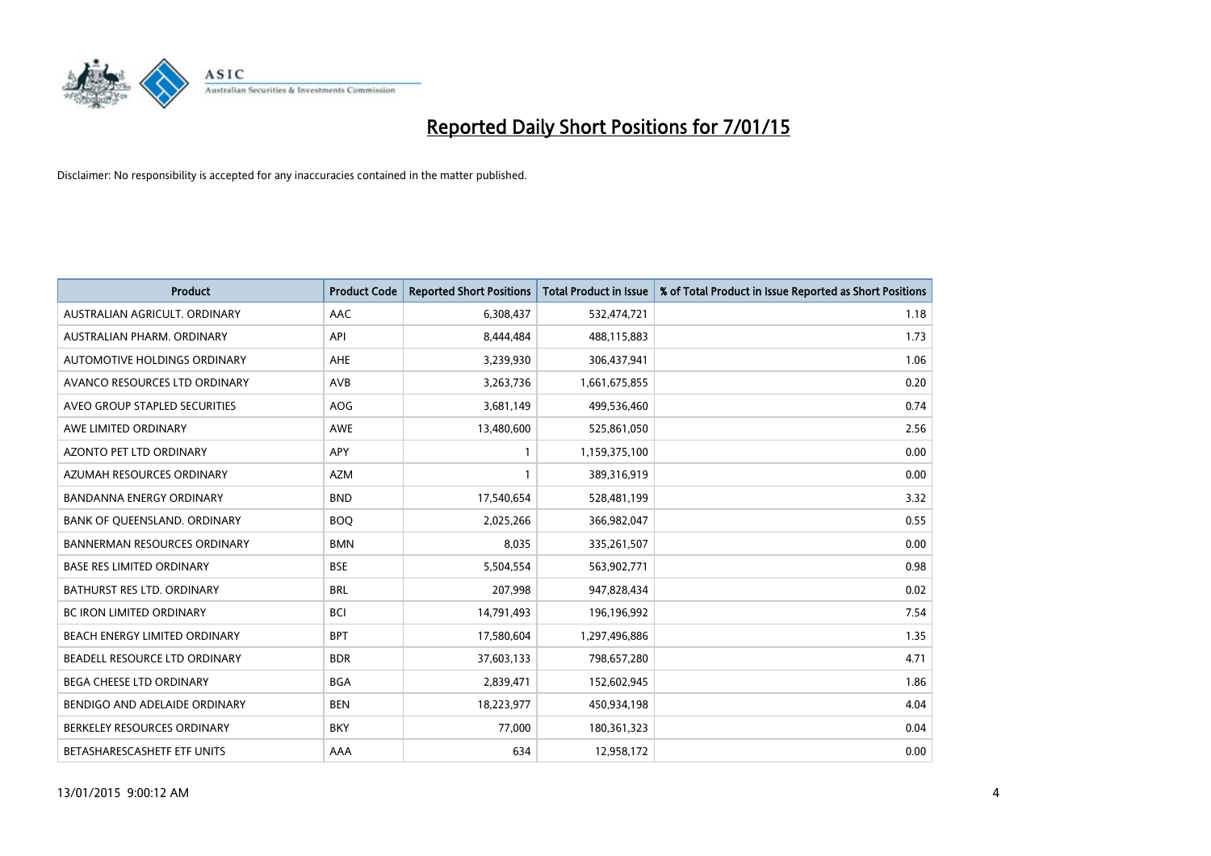# Reported Daily Short Positions for 7/01/15

Disclaimer: No responsibility is accepted for any inaccuracies contained in the matter published.

| Product | Product Code | Reported Short Positions | Total Product in Issue | % of Total Product in Issue Reported as Short Positions |
|---|---|---|---|---|
| AUSTRALIAN AGRICULT. ORDINARY | AAC | 6,308,437 | 532,474,721 | 1.18 |
| AUSTRALIAN PHARM. ORDINARY | API | 8,444,484 | 488,115,883 | 1.73 |
| AUTOMOTIVE HOLDINGS ORDINARY | AHE | 3,239,930 | 306,437,941 | 1.06 |
| AVANCO RESOURCES LTD ORDINARY | AVB | 3,263,736 | 1,661,675,855 | 0.20 |
| AVEO GROUP STAPLED SECURITIES | AOG | 3,681,149 | 499,536,460 | 0.74 |
| AWE LIMITED ORDINARY | AWE | 13,480,600 | 525,861,050 | 2.56 |
| AZONTO PET LTD ORDINARY | APY | 1 | 1,159,375,100 | 0.00 |
| AZUMAH RESOURCES ORDINARY | AZM | 1 | 389,316,919 | 0.00 |
| BANDANNA ENERGY ORDINARY | BND | 17,540,654 | 528,481,199 | 3.32 |
| BANK OF QUEENSLAND. ORDINARY | BOQ | 2,025,266 | 366,982,047 | 0.55 |
| BANNERMAN RESOURCES ORDINARY | BMN | 8,035 | 335,261,507 | 0.00 |
| BASE RES LIMITED ORDINARY | BSE | 5,504,554 | 563,902,771 | 0.98 |
| BATHURST RES LTD. ORDINARY | BRL | 207,998 | 947,828,434 | 0.02 |
| BC IRON LIMITED ORDINARY | BCI | 14,791,493 | 196,196,992 | 7.54 |
| BEACH ENERGY LIMITED ORDINARY | BPT | 17,580,604 | 1,297,496,886 | 1.35 |
| BEADELL RESOURCE LTD ORDINARY | BDR | 37,603,133 | 798,657,280 | 4.71 |
| BEGA CHEESE LTD ORDINARY | BGA | 2,839,471 | 152,602,945 | 1.86 |
| BENDIGO AND ADELAIDE ORDINARY | BEN | 18,223,977 | 450,934,198 | 4.04 |
| BERKELEY RESOURCES ORDINARY | BKY | 77,000 | 180,361,323 | 0.04 |
| BETASHARESCASHETF ETF UNITS | AAA | 634 | 12,958,172 | 0.00 |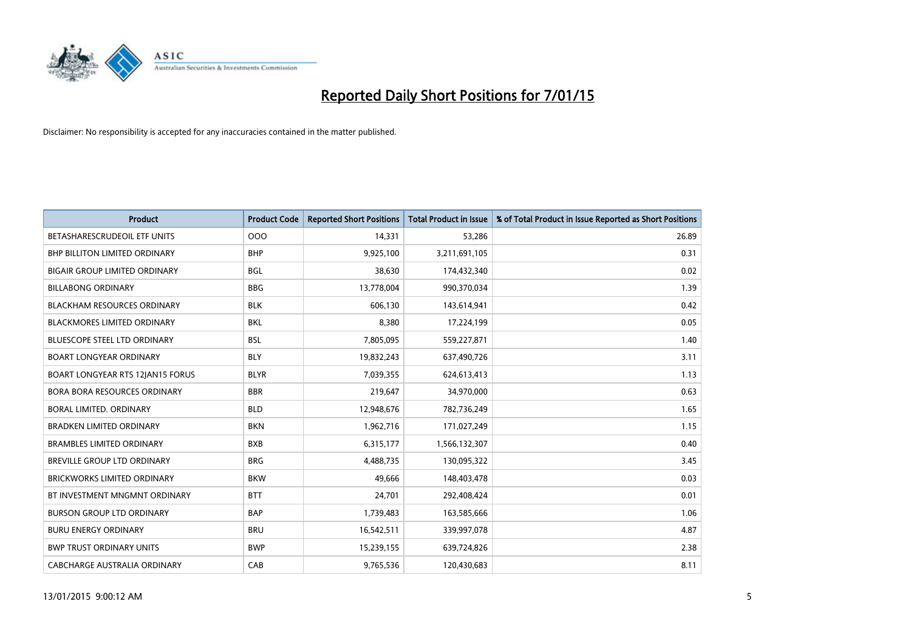# Reported Daily Short Positions for 7/01/15

Disclaimer: No responsibility is accepted for any inaccuracies contained in the matter published.

| Product | Product Code | Reported Short Positions | Total Product in Issue | % of Total Product in Issue Reported as Short Positions |
|---|---|---|---|---|
| BETASHARESCRUDEOIL ETF UNITS | OOO | 14,331 | 53,286 | 26.89 |
| BHP BILLITON LIMITED ORDINARY | BHP | 9,925,100 | 3,211,691,105 | 0.31 |
| BIGAIR GROUP LIMITED ORDINARY | BGL | 38,630 | 174,432,340 | 0.02 |
| BILLABONG ORDINARY | BBG | 13,778,004 | 990,370,034 | 1.39 |
| BLACKHAM RESOURCES ORDINARY | BLK | 606,130 | 143,614,941 | 0.42 |
| BLACKMORES LIMITED ORDINARY | BKL | 8,380 | 17,224,199 | 0.05 |
| BLUESCOPE STEEL LTD ORDINARY | BSL | 7,805,095 | 559,227,871 | 1.40 |
| BOART LONGYEAR ORDINARY | BLY | 19,832,243 | 637,490,726 | 3.11 |
| BOART LONGYEAR RTS 12JAN15 FORUS | BLYR | 7,039,355 | 624,613,413 | 1.13 |
| BORA BORA RESOURCES ORDINARY | BBR | 219,647 | 34,970,000 | 0.63 |
| BORAL LIMITED. ORDINARY | BLD | 12,948,676 | 782,736,249 | 1.65 |
| BRADKEN LIMITED ORDINARY | BKN | 1,962,716 | 171,027,249 | 1.15 |
| BRAMBLES LIMITED ORDINARY | BXB | 6,315,177 | 1,566,132,307 | 0.40 |
| BREVILLE GROUP LTD ORDINARY | BRG | 4,488,735 | 130,095,322 | 3.45 |
| BRICKWORKS LIMITED ORDINARY | BKW | 49,666 | 148,403,478 | 0.03 |
| BT INVESTMENT MNGMNT ORDINARY | BTT | 24,701 | 292,408,424 | 0.01 |
| BURSON GROUP LTD ORDINARY | BAP | 1,739,483 | 163,585,666 | 1.06 |
| BURU ENERGY ORDINARY | BRU | 16,542,511 | 339,997,078 | 4.87 |
| BWP TRUST ORDINARY UNITS | BWP | 15,239,155 | 639,724,826 | 2.38 |
| CABCHARGE AUSTRALIA ORDINARY | CAB | 9,765,536 | 120,430,683 | 8.11 |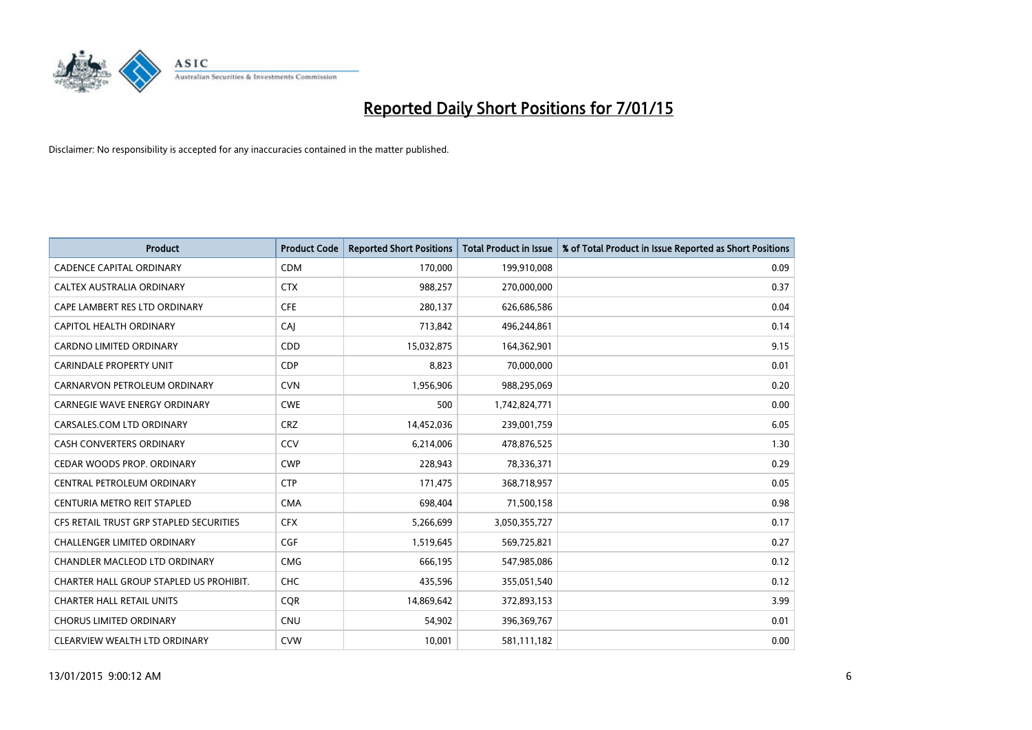# Reported Daily Short Positions for 7/01/15

Disclaimer: No responsibility is accepted for any inaccuracies contained in the matter published.

| Product | Product Code | Reported Short Positions | Total Product in Issue | % of Total Product in Issue Reported as Short Positions |
|---|---|---|---|---|
| CADENCE CAPITAL ORDINARY | CDM | 170,000 | 199,910,008 | 0.09 |
| CALTEX AUSTRALIA ORDINARY | CTX | 988,257 | 270,000,000 | 0.37 |
| CAPE LAMBERT RES LTD ORDINARY | CFE | 280,137 | 626,686,586 | 0.04 |
| CAPITOL HEALTH ORDINARY | CAJ | 713,842 | 496,244,861 | 0.14 |
| CARDNO LIMITED ORDINARY | CDD | 15,032,875 | 164,362,901 | 9.15 |
| CARINDALE PROPERTY UNIT | CDP | 8,823 | 70,000,000 | 0.01 |
| CARNARVON PETROLEUM ORDINARY | CVN | 1,956,906 | 988,295,069 | 0.20 |
| CARNEGIE WAVE ENERGY ORDINARY | CWE | 500 | 1,742,824,771 | 0.00 |
| CARSALES.COM LTD ORDINARY | CRZ | 14,452,036 | 239,001,759 | 6.05 |
| CASH CONVERTERS ORDINARY | CCV | 6,214,006 | 478,876,525 | 1.30 |
| CEDAR WOODS PROP. ORDINARY | CWP | 228,943 | 78,336,371 | 0.29 |
| CENTRAL PETROLEUM ORDINARY | CTP | 171,475 | 368,718,957 | 0.05 |
| CENTURIA METRO REIT STAPLED | CMA | 698,404 | 71,500,158 | 0.98 |
| CFS RETAIL TRUST GRP STAPLED SECURITIES | CFX | 5,266,699 | 3,050,355,727 | 0.17 |
| CHALLENGER LIMITED ORDINARY | CGF | 1,519,645 | 569,725,821 | 0.27 |
| CHANDLER MACLEOD LTD ORDINARY | CMG | 666,195 | 547,985,086 | 0.12 |
| CHARTER HALL GROUP STAPLED US PROHIBIT. | CHC | 435,596 | 355,051,540 | 0.12 |
| CHARTER HALL RETAIL UNITS | CQR | 14,869,642 | 372,893,153 | 3.99 |
| CHORUS LIMITED ORDINARY | CNU | 54,902 | 396,369,767 | 0.01 |
| CLEARVIEW WEALTH LTD ORDINARY | CVW | 10,001 | 581,111,182 | 0.00 |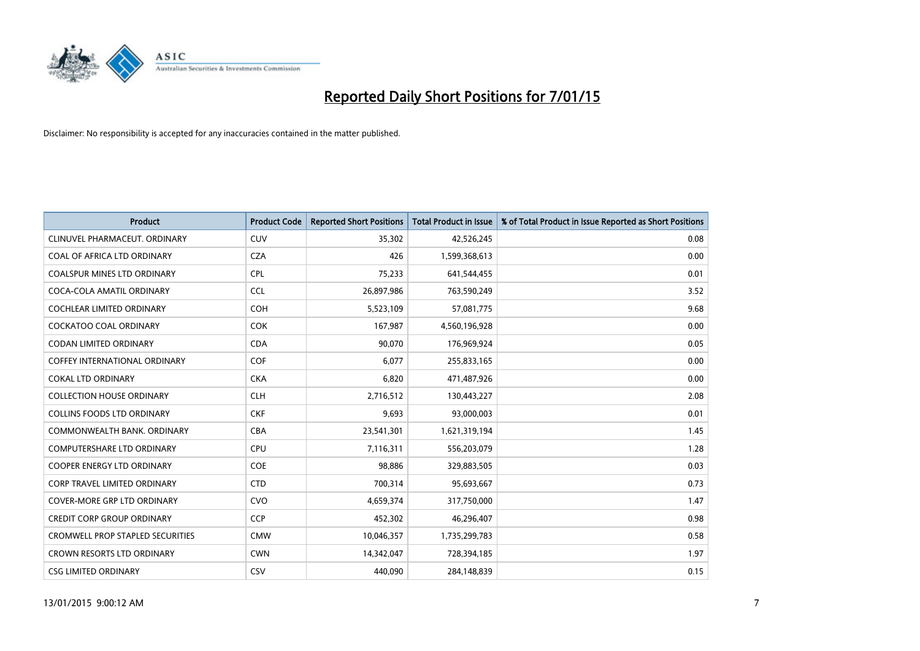# Reported Daily Short Positions for 7/01/15

Disclaimer: No responsibility is accepted for any inaccuracies contained in the matter published.

| Product | Product Code | Reported Short Positions | Total Product in Issue | % of Total Product in Issue Reported as Short Positions |
|---|---|---|---|---|
| CLINUVEL PHARMACEUT. ORDINARY | CUV | 35,302 | 42,526,245 | 0.08 |
| COAL OF AFRICA LTD ORDINARY | CZA | 426 | 1,599,368,613 | 0.00 |
| COALSPUR MINES LTD ORDINARY | CPL | 75,233 | 641,544,455 | 0.01 |
| COCA-COLA AMATIL ORDINARY | CCL | 26,897,986 | 763,590,249 | 3.52 |
| COCHLEAR LIMITED ORDINARY | COH | 5,523,109 | 57,081,775 | 9.68 |
| COCKATOO COAL ORDINARY | COK | 167,987 | 4,560,196,928 | 0.00 |
| CODAN LIMITED ORDINARY | CDA | 90,070 | 176,969,924 | 0.05 |
| COFFEY INTERNATIONAL ORDINARY | COF | 6,077 | 255,833,165 | 0.00 |
| COKAL LTD ORDINARY | CKA | 6,820 | 471,487,926 | 0.00 |
| COLLECTION HOUSE ORDINARY | CLH | 2,716,512 | 130,443,227 | 2.08 |
| COLLINS FOODS LTD ORDINARY | CKF | 9,693 | 93,000,003 | 0.01 |
| COMMONWEALTH BANK. ORDINARY | CBA | 23,541,301 | 1,621,319,194 | 1.45 |
| COMPUTERSHARE LTD ORDINARY | CPU | 7,116,311 | 556,203,079 | 1.28 |
| COOPER ENERGY LTD ORDINARY | COE | 98,886 | 329,883,505 | 0.03 |
| CORP TRAVEL LIMITED ORDINARY | CTD | 700,314 | 95,693,667 | 0.73 |
| COVER-MORE GRP LTD ORDINARY | CVO | 4,659,374 | 317,750,000 | 1.47 |
| CREDIT CORP GROUP ORDINARY | CCP | 452,302 | 46,296,407 | 0.98 |
| CROMWELL PROP STAPLED SECURITIES | CMW | 10,046,357 | 1,735,299,783 | 0.58 |
| CROWN RESORTS LTD ORDINARY | CWN | 14,342,047 | 728,394,185 | 1.97 |
| CSG LIMITED ORDINARY | CSV | 440,090 | 284,148,839 | 0.15 |

13/01/2015 9:00:12 AM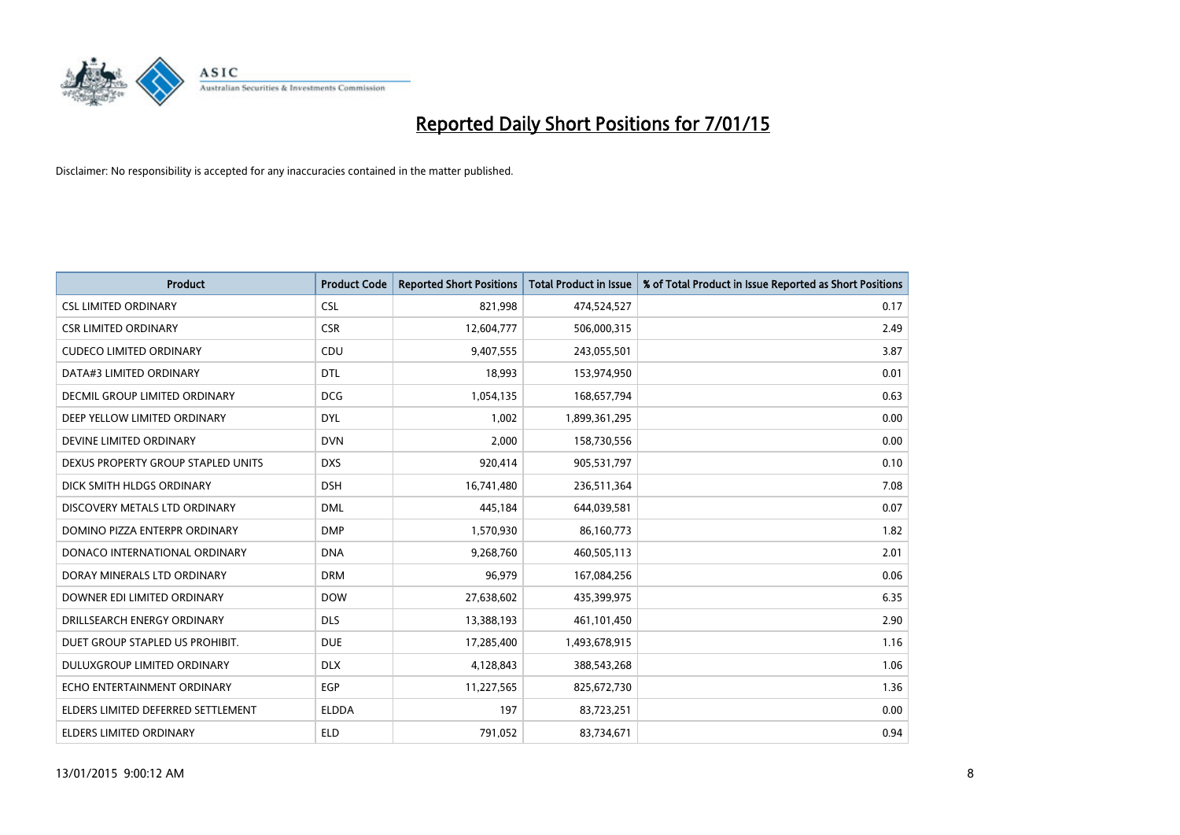# Reported Daily Short Positions for 7/01/15

Disclaimer: No responsibility is accepted for any inaccuracies contained in the matter published.

| Product | Product Code | Reported Short Positions | Total Product in Issue | % of Total Product in Issue Reported as Short Positions |
|---|---|---|---|---|
| CSL LIMITED ORDINARY | CSL | 821,998 | 474,524,527 | 0.17 |
| CSR LIMITED ORDINARY | CSR | 12,604,777 | 506,000,315 | 2.49 |
| CUDECO LIMITED ORDINARY | CDU | 9,407,555 | 243,055,501 | 3.87 |
| DATA#3 LIMITED ORDINARY | DTL | 18,993 | 153,974,950 | 0.01 |
| DECMIL GROUP LIMITED ORDINARY | DCG | 1,054,135 | 168,657,794 | 0.63 |
| DEEP YELLOW LIMITED ORDINARY | DYL | 1,002 | 1,899,361,295 | 0.00 |
| DEVINE LIMITED ORDINARY | DVN | 2,000 | 158,730,556 | 0.00 |
| DEXUS PROPERTY GROUP STAPLED UNITS | DXS | 920,414 | 905,531,797 | 0.10 |
| DICK SMITH HLDGS ORDINARY | DSH | 16,741,480 | 236,511,364 | 7.08 |
| DISCOVERY METALS LTD ORDINARY | DML | 445,184 | 644,039,581 | 0.07 |
| DOMINO PIZZA ENTERPR ORDINARY | DMP | 1,570,930 | 86,160,773 | 1.82 |
| DONACO INTERNATIONAL ORDINARY | DNA | 9,268,760 | 460,505,113 | 2.01 |
| DORAY MINERALS LTD ORDINARY | DRM | 96,979 | 167,084,256 | 0.06 |
| DOWNER EDI LIMITED ORDINARY | DOW | 27,638,602 | 435,399,975 | 6.35 |
| DRILLSEARCH ENERGY ORDINARY | DLS | 13,388,193 | 461,101,450 | 2.90 |
| DUET GROUP STAPLED US PROHIBIT. | DUE | 17,285,400 | 1,493,678,915 | 1.16 |
| DULUXGROUP LIMITED ORDINARY | DLX | 4,128,843 | 388,543,268 | 1.06 |
| ECHO ENTERTAINMENT ORDINARY | EGP | 11,227,565 | 825,672,730 | 1.36 |
| ELDERS LIMITED DEFERRED SETTLEMENT | ELDDA | 197 | 83,723,251 | 0.00 |
| ELDERS LIMITED ORDINARY | ELD | 791,052 | 83,734,671 | 0.94 |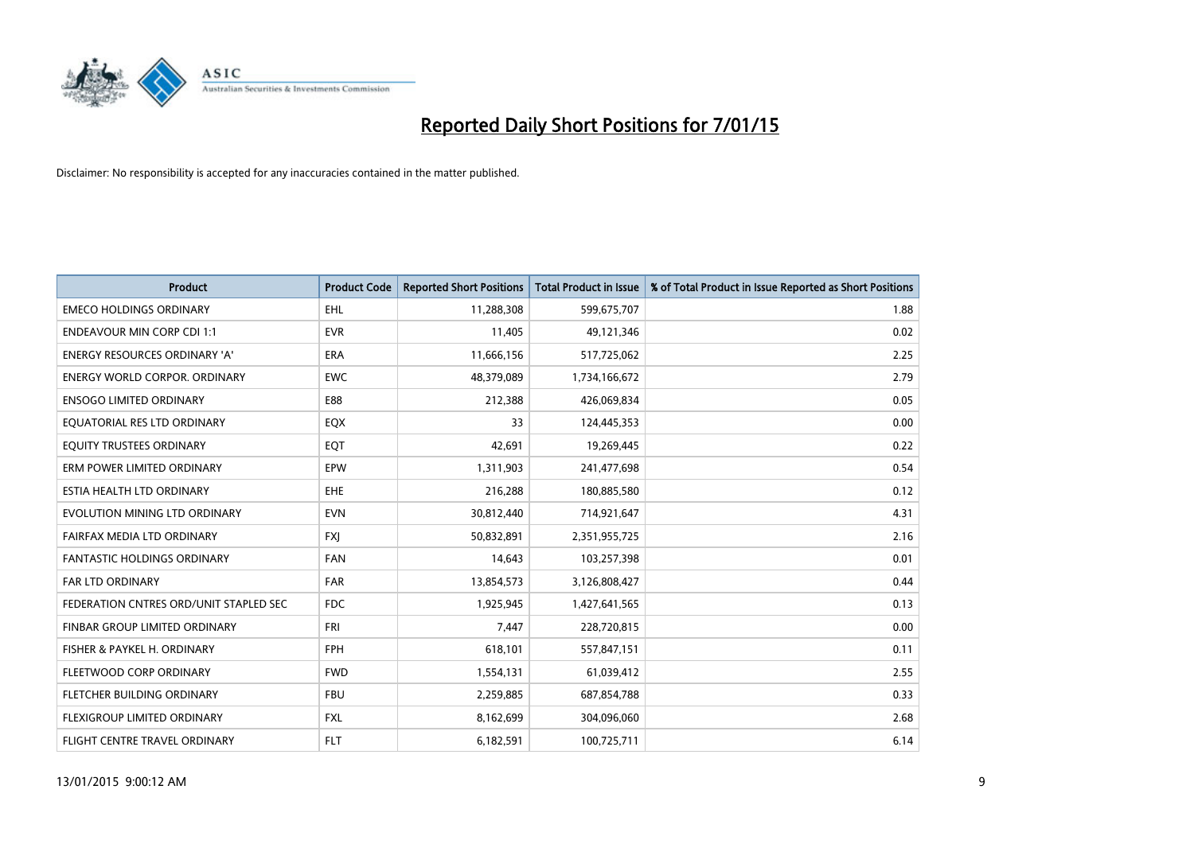# Reported Daily Short Positions for 7/01/15

Disclaimer: No responsibility is accepted for any inaccuracies contained in the matter published.

| Product | Product Code | Reported Short Positions | Total Product in Issue | % of Total Product in Issue Reported as Short Positions |
|---|---|---|---|---|
| EMECO HOLDINGS ORDINARY | EHL | 11,288,308 | 599,675,707 | 1.88 |
| ENDEAVOUR MIN CORP CDI 1:1 | EVR | 11,405 | 49,121,346 | 0.02 |
| ENERGY RESOURCES ORDINARY 'A' | ERA | 11,666,156 | 517,725,062 | 2.25 |
| ENERGY WORLD CORPOR. ORDINARY | EWC | 48,379,089 | 1,734,166,672 | 2.79 |
| ENSOGO LIMITED ORDINARY | E88 | 212,388 | 426,069,834 | 0.05 |
| EQUATORIAL RES LTD ORDINARY | EQX | 33 | 124,445,353 | 0.00 |
| EQUITY TRUSTEES ORDINARY | EQT | 42,691 | 19,269,445 | 0.22 |
| ERM POWER LIMITED ORDINARY | EPW | 1,311,903 | 241,477,698 | 0.54 |
| ESTIA HEALTH LTD ORDINARY | EHE | 216,288 | 180,885,580 | 0.12 |
| EVOLUTION MINING LTD ORDINARY | EVN | 30,812,440 | 714,921,647 | 4.31 |
| FAIRFAX MEDIA LTD ORDINARY | FXJ | 50,832,891 | 2,351,955,725 | 2.16 |
| FANTASTIC HOLDINGS ORDINARY | FAN | 14,643 | 103,257,398 | 0.01 |
| FAR LTD ORDINARY | FAR | 13,854,573 | 3,126,808,427 | 0.44 |
| FEDERATION CNTRES ORD/UNIT STAPLED SEC | FDC | 1,925,945 | 1,427,641,565 | 0.13 |
| FINBAR GROUP LIMITED ORDINARY | FRI | 7,447 | 228,720,815 | 0.00 |
| FISHER & PAYKEL H. ORDINARY | FPH | 618,101 | 557,847,151 | 0.11 |
| FLEETWOOD CORP ORDINARY | FWD | 1,554,131 | 61,039,412 | 2.55 |
| FLETCHER BUILDING ORDINARY | FBU | 2,259,885 | 687,854,788 | 0.33 |
| FLEXIGROUP LIMITED ORDINARY | FXL | 8,162,699 | 304,096,060 | 2.68 |
| FLIGHT CENTRE TRAVEL ORDINARY | FLT | 6,182,591 | 100,725,711 | 6.14 |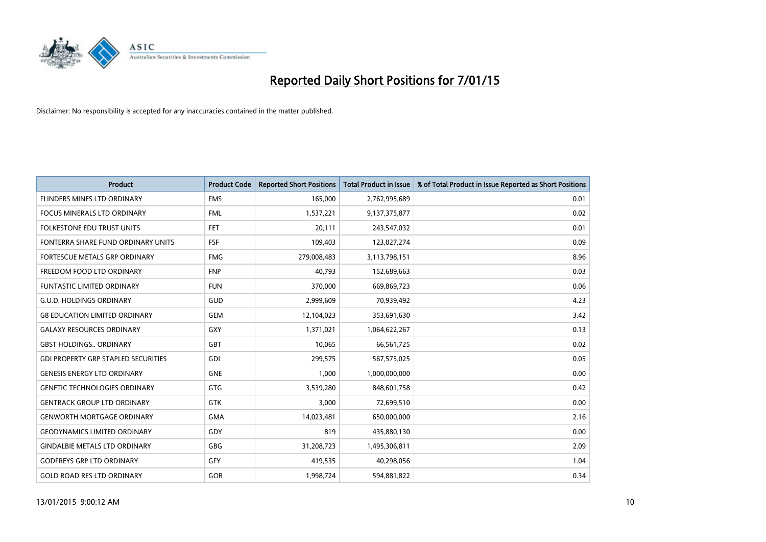# Reported Daily Short Positions for 7/01/15

Disclaimer: No responsibility is accepted for any inaccuracies contained in the matter published.

| Product | Product Code | Reported Short Positions | Total Product in Issue | % of Total Product in Issue Reported as Short Positions |
|---|---|---|---|---|
| FLINDERS MINES LTD ORDINARY | FMS | 165,000 | 2,762,995,689 | 0.01 |
| FOCUS MINERALS LTD ORDINARY | FML | 1,537,221 | 9,137,375,877 | 0.02 |
| FOLKESTONE EDU TRUST UNITS | FET | 20,111 | 243,547,032 | 0.01 |
| FONTERRA SHARE FUND ORDINARY UNITS | FSF | 109,403 | 123,027,274 | 0.09 |
| FORTESCUE METALS GRP ORDINARY | FMG | 279,008,483 | 3,113,798,151 | 8.96 |
| FREEDOM FOOD LTD ORDINARY | FNP | 40,793 | 152,689,663 | 0.03 |
| FUNTASTIC LIMITED ORDINARY | FUN | 370,000 | 669,869,723 | 0.06 |
| G.U.D. HOLDINGS ORDINARY | GUD | 2,999,609 | 70,939,492 | 4.23 |
| G8 EDUCATION LIMITED ORDINARY | GEM | 12,104,023 | 353,691,630 | 3.42 |
| GALAXY RESOURCES ORDINARY | GXY | 1,371,021 | 1,064,622,267 | 0.13 |
| GBST HOLDINGS.. ORDINARY | GBT | 10,065 | 66,561,725 | 0.02 |
| GDI PROPERTY GRP STAPLED SECURITIES | GDI | 299,575 | 567,575,025 | 0.05 |
| GENESIS ENERGY LTD ORDINARY | GNE | 1,000 | 1,000,000,000 | 0.00 |
| GENETIC TECHNOLOGIES ORDINARY | GTG | 3,539,280 | 848,601,758 | 0.42 |
| GENTRACK GROUP LTD ORDINARY | GTK | 3,000 | 72,699,510 | 0.00 |
| GENWORTH MORTGAGE ORDINARY | GMA | 14,023,481 | 650,000,000 | 2.16 |
| GEODYNAMICS LIMITED ORDINARY | GDY | 819 | 435,880,130 | 0.00 |
| GINDALBIE METALS LTD ORDINARY | GBG | 31,208,723 | 1,495,306,811 | 2.09 |
| GODFREYS GRP LTD ORDINARY | GFY | 419,535 | 40,298,056 | 1.04 |
| GOLD ROAD RES LTD ORDINARY | GOR | 1,998,724 | 594,881,822 | 0.34 |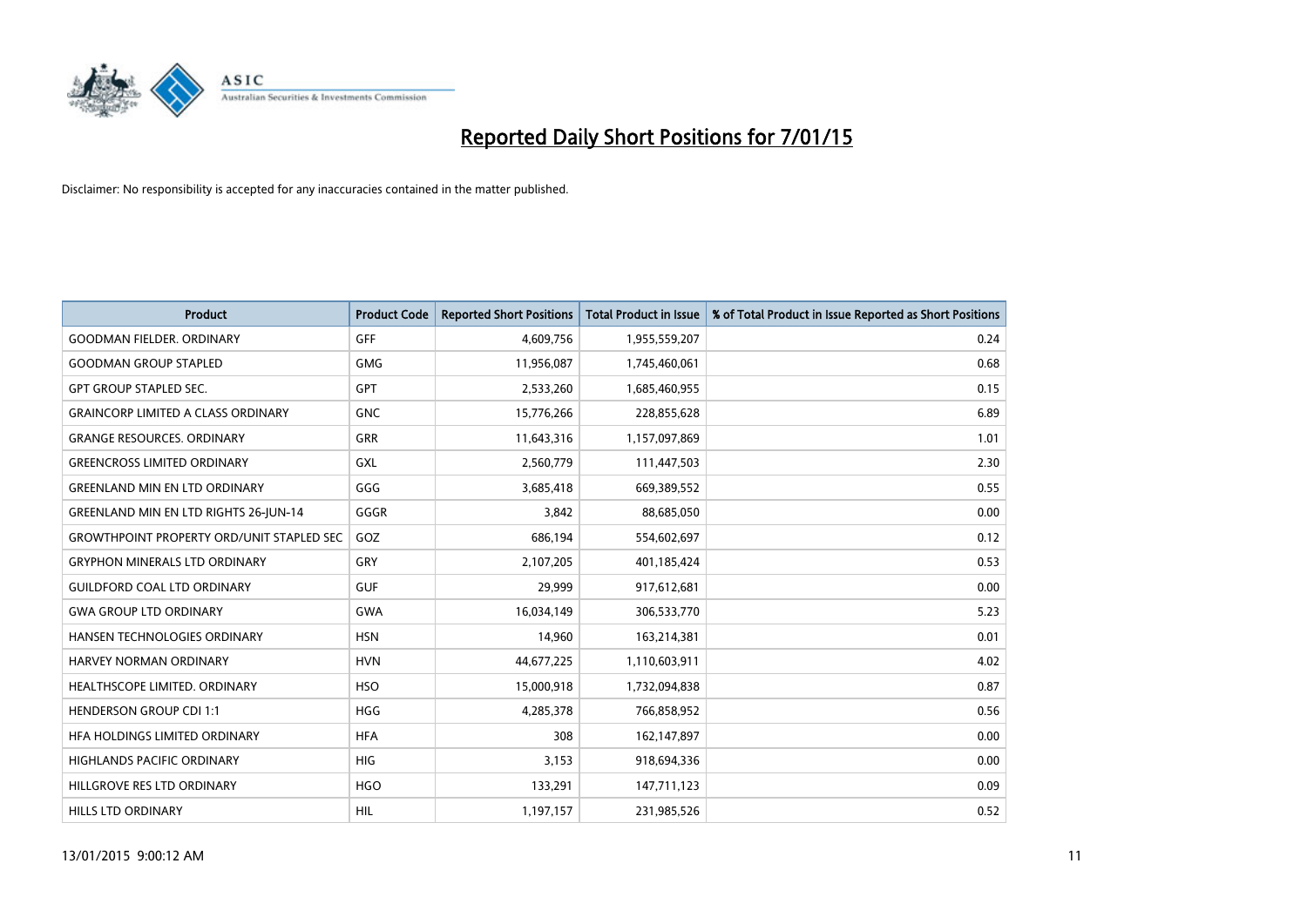# Reported Daily Short Positions for 7/01/15

Disclaimer: No responsibility is accepted for any inaccuracies contained in the matter published.

| Product | Product Code | Reported Short Positions | Total Product in Issue | % of Total Product in Issue Reported as Short Positions |
|---|---|---|---|---|
| GOODMAN FIELDER. ORDINARY | GFF | 4,609,756 | 1,955,559,207 | 0.24 |
| GOODMAN GROUP STAPLED | GMG | 11,956,087 | 1,745,460,061 | 0.68 |
| GPT GROUP STAPLED SEC. | GPT | 2,533,260 | 1,685,460,955 | 0.15 |
| GRAINCORP LIMITED A CLASS ORDINARY | GNC | 15,776,266 | 228,855,628 | 6.89 |
| GRANGE RESOURCES. ORDINARY | GRR | 11,643,316 | 1,157,097,869 | 1.01 |
| GREENCROSS LIMITED ORDINARY | GXL | 2,560,779 | 111,447,503 | 2.30 |
| GREENLAND MIN EN LTD ORDINARY | GGG | 3,685,418 | 669,389,552 | 0.55 |
| GREENLAND MIN EN LTD RIGHTS 26-JUN-14 | GGGR | 3,842 | 88,685,050 | 0.00 |
| GROWTHPOINT PROPERTY ORD/UNIT STAPLED SEC | GOZ | 686,194 | 554,602,697 | 0.12 |
| GRYPHON MINERALS LTD ORDINARY | GRY | 2,107,205 | 401,185,424 | 0.53 |
| GUILDFORD COAL LTD ORDINARY | GUF | 29,999 | 917,612,681 | 0.00 |
| GWA GROUP LTD ORDINARY | GWA | 16,034,149 | 306,533,770 | 5.23 |
| HANSEN TECHNOLOGIES ORDINARY | HSN | 14,960 | 163,214,381 | 0.01 |
| HARVEY NORMAN ORDINARY | HVN | 44,677,225 | 1,110,603,911 | 4.02 |
| HEALTHSCOPE LIMITED. ORDINARY | HSO | 15,000,918 | 1,732,094,838 | 0.87 |
| HENDERSON GROUP CDI 1:1 | HGG | 4,285,378 | 766,858,952 | 0.56 |
| HFA HOLDINGS LIMITED ORDINARY | HFA | 308 | 162,147,897 | 0.00 |
| HIGHLANDS PACIFIC ORDINARY | HIG | 3,153 | 918,694,336 | 0.00 |
| HILLGROVE RES LTD ORDINARY | HGO | 133,291 | 147,711,123 | 0.09 |
| HILLS LTD ORDINARY | HIL | 1,197,157 | 231,985,526 | 0.52 |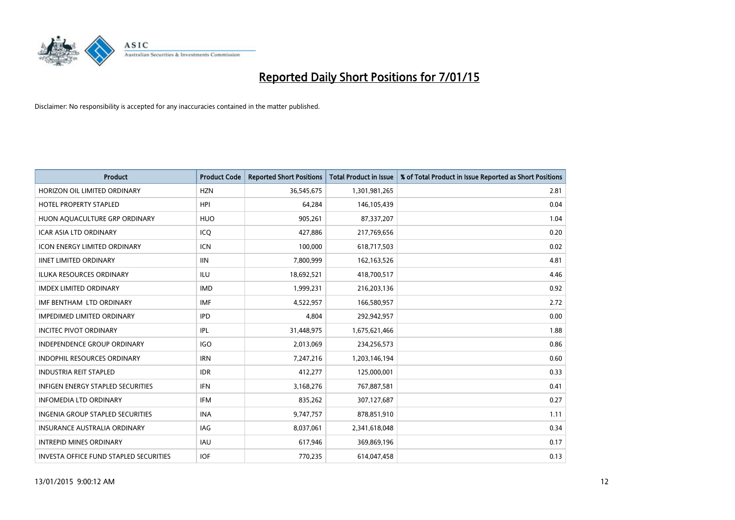# Reported Daily Short Positions for 7/01/15

Disclaimer: No responsibility is accepted for any inaccuracies contained in the matter published.

| Product | Product Code | Reported Short Positions | Total Product in Issue | % of Total Product in Issue Reported as Short Positions |
|---|---|---|---|---|
| HORIZON OIL LIMITED ORDINARY | HZN | 36,545,675 | 1,301,981,265 | 2.81 |
| HOTEL PROPERTY STAPLED | HPI | 64,284 | 146,105,439 | 0.04 |
| HUON AQUACULTURE GRP ORDINARY | HUO | 905,261 | 87,337,207 | 1.04 |
| ICAR ASIA LTD ORDINARY | ICQ | 427,886 | 217,769,656 | 0.20 |
| ICON ENERGY LIMITED ORDINARY | ICN | 100,000 | 618,717,503 | 0.02 |
| IINET LIMITED ORDINARY | IIN | 7,800,999 | 162,163,526 | 4.81 |
| ILUKA RESOURCES ORDINARY | ILU | 18,692,521 | 418,700,517 | 4.46 |
| IMDEX LIMITED ORDINARY | IMD | 1,999,231 | 216,203,136 | 0.92 |
| IMF BENTHAM LTD ORDINARY | IMF | 4,522,957 | 166,580,957 | 2.72 |
| IMPEDIMED LIMITED ORDINARY | IPD | 4,804 | 292,942,957 | 0.00 |
| INCITEC PIVOT ORDINARY | IPL | 31,448,975 | 1,675,621,466 | 1.88 |
| INDEPENDENCE GROUP ORDINARY | IGO | 2,013,069 | 234,256,573 | 0.86 |
| INDOPHIL RESOURCES ORDINARY | IRN | 7,247,216 | 1,203,146,194 | 0.60 |
| INDUSTRIA REIT STAPLED | IDR | 412,277 | 125,000,001 | 0.33 |
| INFIGEN ENERGY STAPLED SECURITIES | IFN | 3,168,276 | 767,887,581 | 0.41 |
| INFOMEDIA LTD ORDINARY | IFM | 835,262 | 307,127,687 | 0.27 |
| INGENIA GROUP STAPLED SECURITIES | INA | 9,747,757 | 878,851,910 | 1.11 |
| INSURANCE AUSTRALIA ORDINARY | IAG | 8,037,061 | 2,341,618,048 | 0.34 |
| INTREPID MINES ORDINARY | IAU | 617,946 | 369,869,196 | 0.17 |
| INVESTA OFFICE FUND STAPLED SECURITIES | IOF | 770,235 | 614,047,458 | 0.13 |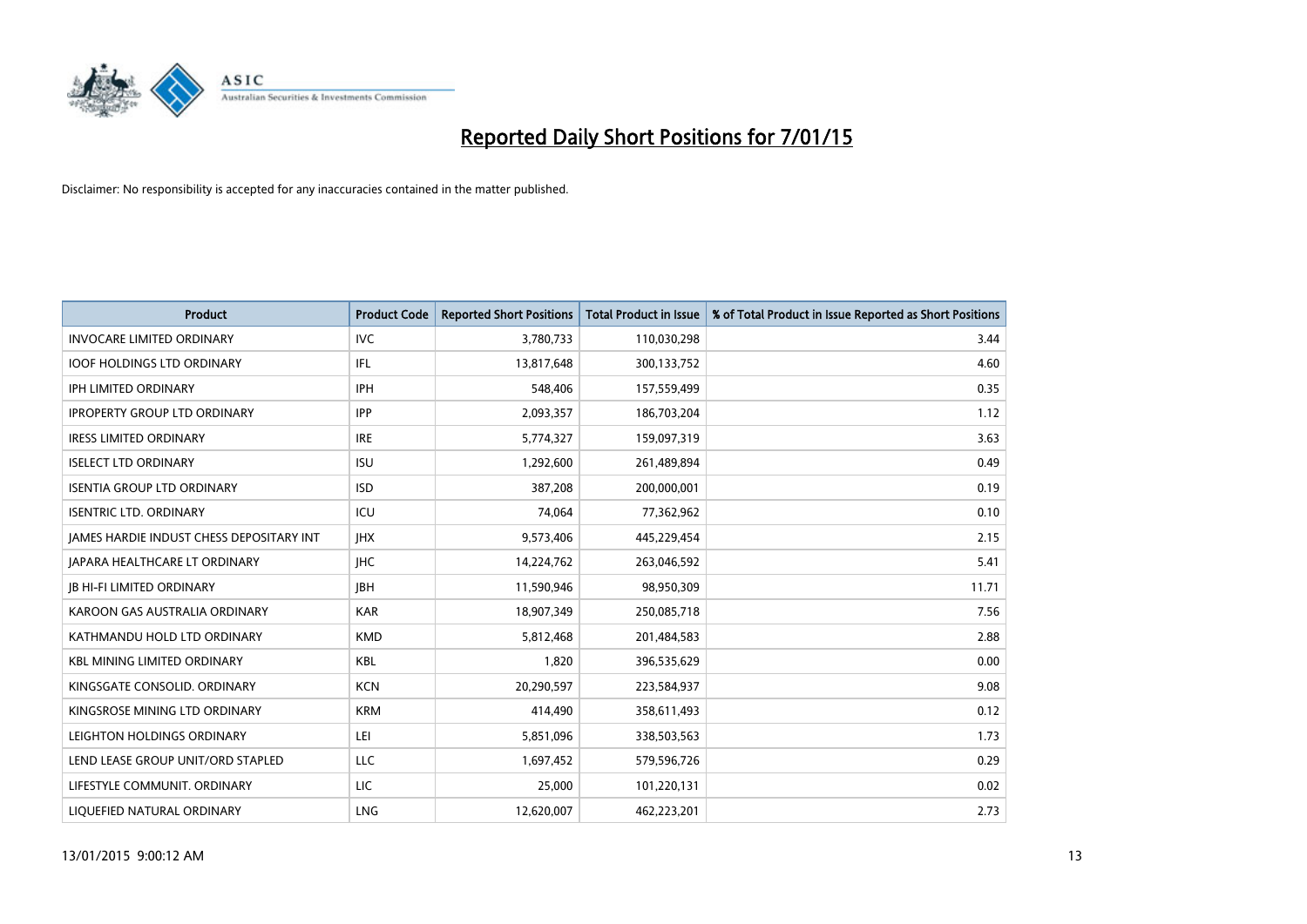# Reported Daily Short Positions for 7/01/15

Disclaimer: No responsibility is accepted for any inaccuracies contained in the matter published.

| Product | Product Code | Reported Short Positions | Total Product in Issue | % of Total Product in Issue Reported as Short Positions |
|---|---|---|---|---|
| INVOCARE LIMITED ORDINARY | IVC | 3,780,733 | 110,030,298 | 3.44 |
| IOOF HOLDINGS LTD ORDINARY | IFL | 13,817,648 | 300,133,752 | 4.60 |
| IPH LIMITED ORDINARY | IPH | 548,406 | 157,559,499 | 0.35 |
| IPROPERTY GROUP LTD ORDINARY | IPP | 2,093,357 | 186,703,204 | 1.12 |
| IRESS LIMITED ORDINARY | IRE | 5,774,327 | 159,097,319 | 3.63 |
| ISELECT LTD ORDINARY | ISU | 1,292,600 | 261,489,894 | 0.49 |
| ISENTIA GROUP LTD ORDINARY | ISD | 387,208 | 200,000,001 | 0.19 |
| ISENTRIC LTD. ORDINARY | ICU | 74,064 | 77,362,962 | 0.10 |
| JAMES HARDIE INDUST CHESS DEPOSITARY INT | JHX | 9,573,406 | 445,229,454 | 2.15 |
| JAPARA HEALTHCARE LT ORDINARY | JHC | 14,224,762 | 263,046,592 | 5.41 |
| JB HI-FI LIMITED ORDINARY | JBH | 11,590,946 | 98,950,309 | 11.71 |
| KAROON GAS AUSTRALIA ORDINARY | KAR | 18,907,349 | 250,085,718 | 7.56 |
| KATHMANDU HOLD LTD ORDINARY | KMD | 5,812,468 | 201,484,583 | 2.88 |
| KBL MINING LIMITED ORDINARY | KBL | 1,820 | 396,535,629 | 0.00 |
| KINGSGATE CONSOLID. ORDINARY | KCN | 20,290,597 | 223,584,937 | 9.08 |
| KINGSROSE MINING LTD ORDINARY | KRM | 414,490 | 358,611,493 | 0.12 |
| LEIGHTON HOLDINGS ORDINARY | LEI | 5,851,096 | 338,503,563 | 1.73 |
| LEND LEASE GROUP UNIT/ORD STAPLED | LLC | 1,697,452 | 579,596,726 | 0.29 |
| LIFESTYLE COMMUNIT. ORDINARY | LIC | 25,000 | 101,220,131 | 0.02 |
| LIQUEFIED NATURAL ORDINARY | LNG | 12,620,007 | 462,223,201 | 2.73 |

13/01/2015 9:00:12 AM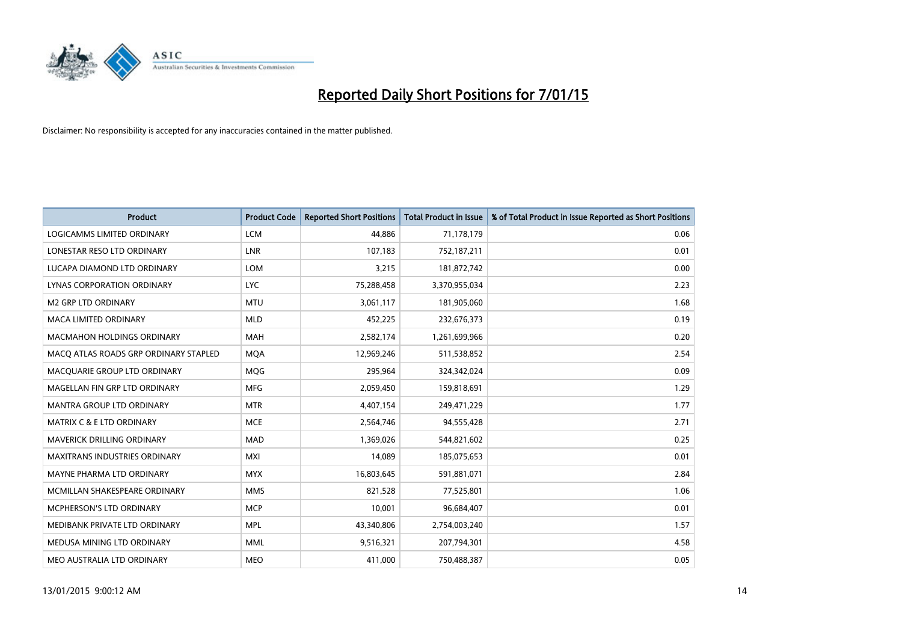# Reported Daily Short Positions for 7/01/15

Disclaimer: No responsibility is accepted for any inaccuracies contained in the matter published.

| Product | Product Code | Reported Short Positions | Total Product in Issue | % of Total Product in Issue Reported as Short Positions |
|---|---|---|---|---|
| LOGICAMMS LIMITED ORDINARY | LCM | 44,886 | 71,178,179 | 0.06 |
| LONESTAR RESO LTD ORDINARY | LNR | 107,183 | 752,187,211 | 0.01 |
| LUCAPA DIAMOND LTD ORDINARY | LOM | 3,215 | 181,872,742 | 0.00 |
| LYNAS CORPORATION ORDINARY | LYC | 75,288,458 | 3,370,955,034 | 2.23 |
| M2 GRP LTD ORDINARY | MTU | 3,061,117 | 181,905,060 | 1.68 |
| MACA LIMITED ORDINARY | MLD | 452,225 | 232,676,373 | 0.19 |
| MACMAHON HOLDINGS ORDINARY | MAH | 2,582,174 | 1,261,699,966 | 0.20 |
| MACQ ATLAS ROADS GRP ORDINARY STAPLED | MQA | 12,969,246 | 511,538,852 | 2.54 |
| MACQUARIE GROUP LTD ORDINARY | MQG | 295,964 | 324,342,024 | 0.09 |
| MAGELLAN FIN GRP LTD ORDINARY | MFG | 2,059,450 | 159,818,691 | 1.29 |
| MANTRA GROUP LTD ORDINARY | MTR | 4,407,154 | 249,471,229 | 1.77 |
| MATRIX C & E LTD ORDINARY | MCE | 2,564,746 | 94,555,428 | 2.71 |
| MAVERICK DRILLING ORDINARY | MAD | 1,369,026 | 544,821,602 | 0.25 |
| MAXITRANS INDUSTRIES ORDINARY | MXI | 14,089 | 185,075,653 | 0.01 |
| MAYNE PHARMA LTD ORDINARY | MYX | 16,803,645 | 591,881,071 | 2.84 |
| MCMILLAN SHAKESPEARE ORDINARY | MMS | 821,528 | 77,525,801 | 1.06 |
| MCPHERSON'S LTD ORDINARY | MCP | 10,001 | 96,684,407 | 0.01 |
| MEDIBANK PRIVATE LTD ORDINARY | MPL | 43,340,806 | 2,754,003,240 | 1.57 |
| MEDUSA MINING LTD ORDINARY | MML | 9,516,321 | 207,794,301 | 4.58 |
| MEO AUSTRALIA LTD ORDINARY | MEO | 411,000 | 750,488,387 | 0.05 |

13/01/2015 9:00:12 AM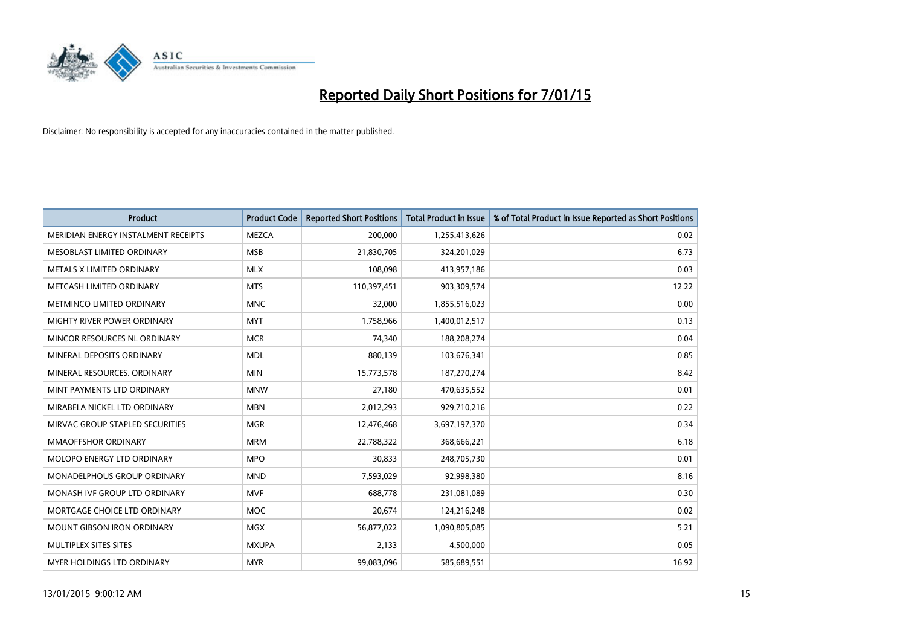# Reported Daily Short Positions for 7/01/15

Disclaimer: No responsibility is accepted for any inaccuracies contained in the matter published.

| Product | Product Code | Reported Short Positions | Total Product in Issue | % of Total Product in Issue Reported as Short Positions |
|---|---|---|---|---|
| MERIDIAN ENERGY INSTALMENT RECEIPTS | MEZCA | 200,000 | 1,255,413,626 | 0.02 |
| MESOBLAST LIMITED ORDINARY | MSB | 21,830,705 | 324,201,029 | 6.73 |
| METALS X LIMITED ORDINARY | MLX | 108,098 | 413,957,186 | 0.03 |
| METCASH LIMITED ORDINARY | MTS | 110,397,451 | 903,309,574 | 12.22 |
| METMINCO LIMITED ORDINARY | MNC | 32,000 | 1,855,516,023 | 0.00 |
| MIGHTY RIVER POWER ORDINARY | MYT | 1,758,966 | 1,400,012,517 | 0.13 |
| MINCOR RESOURCES NL ORDINARY | MCR | 74,340 | 188,208,274 | 0.04 |
| MINERAL DEPOSITS ORDINARY | MDL | 880,139 | 103,676,341 | 0.85 |
| MINERAL RESOURCES. ORDINARY | MIN | 15,773,578 | 187,270,274 | 8.42 |
| MINT PAYMENTS LTD ORDINARY | MNW | 27,180 | 470,635,552 | 0.01 |
| MIRABELA NICKEL LTD ORDINARY | MBN | 2,012,293 | 929,710,216 | 0.22 |
| MIRVAC GROUP STAPLED SECURITIES | MGR | 12,476,468 | 3,697,197,370 | 0.34 |
| MMAOFFSHOR ORDINARY | MRM | 22,788,322 | 368,666,221 | 6.18 |
| MOLOPO ENERGY LTD ORDINARY | MPO | 30,833 | 248,705,730 | 0.01 |
| MONADELPHOUS GROUP ORDINARY | MND | 7,593,029 | 92,998,380 | 8.16 |
| MONASH IVF GROUP LTD ORDINARY | MVF | 688,778 | 231,081,089 | 0.30 |
| MORTGAGE CHOICE LTD ORDINARY | MOC | 20,674 | 124,216,248 | 0.02 |
| MOUNT GIBSON IRON ORDINARY | MGX | 56,877,022 | 1,090,805,085 | 5.21 |
| MULTIPLEX SITES SITES | MXUPA | 2,133 | 4,500,000 | 0.05 |
| MYER HOLDINGS LTD ORDINARY | MYR | 99,083,096 | 585,689,551 | 16.92 |

13/01/2015 9:00:12 AM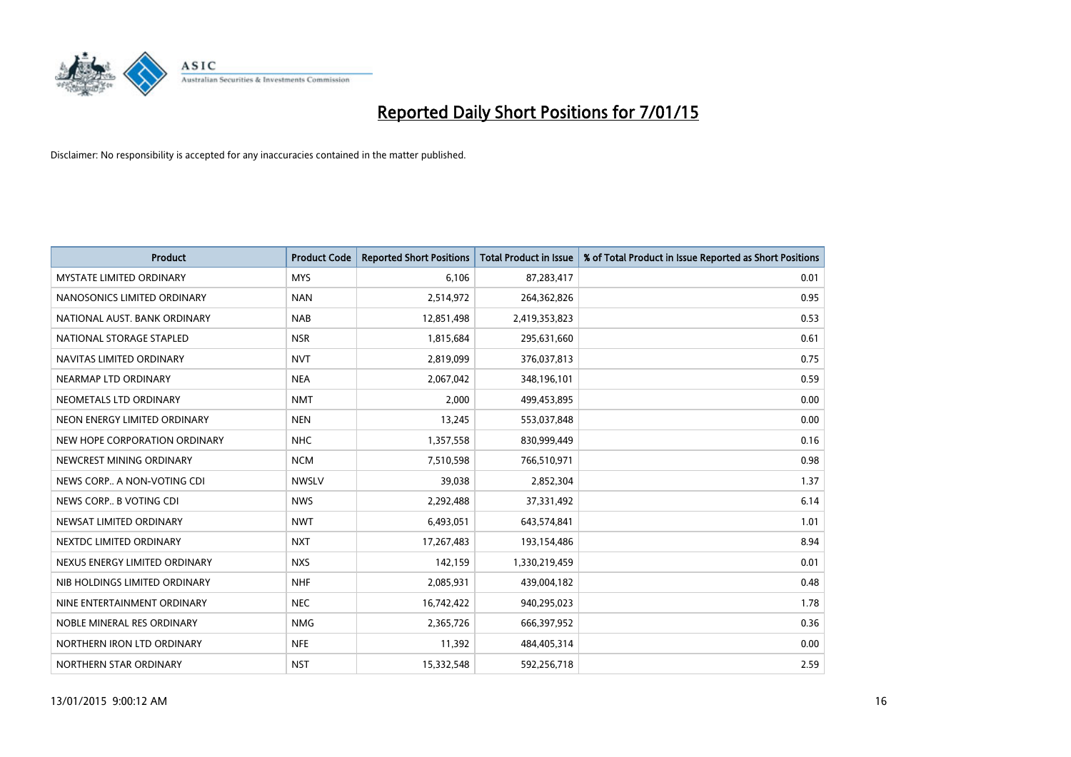# Reported Daily Short Positions for 7/01/15

Disclaimer: No responsibility is accepted for any inaccuracies contained in the matter published.

| Product | Product Code | Reported Short Positions | Total Product in Issue | % of Total Product in Issue Reported as Short Positions |
|---|---|---|---|---|
| MYSTATE LIMITED ORDINARY | MYS | 6,106 | 87,283,417 | 0.01 |
| NANOSONICS LIMITED ORDINARY | NAN | 2,514,972 | 264,362,826 | 0.95 |
| NATIONAL AUST. BANK ORDINARY | NAB | 12,851,498 | 2,419,353,823 | 0.53 |
| NATIONAL STORAGE STAPLED | NSR | 1,815,684 | 295,631,660 | 0.61 |
| NAVITAS LIMITED ORDINARY | NVT | 2,819,099 | 376,037,813 | 0.75 |
| NEARMAP LTD ORDINARY | NEA | 2,067,042 | 348,196,101 | 0.59 |
| NEOMETALS LTD ORDINARY | NMT | 2,000 | 499,453,895 | 0.00 |
| NEON ENERGY LIMITED ORDINARY | NEN | 13,245 | 553,037,848 | 0.00 |
| NEW HOPE CORPORATION ORDINARY | NHC | 1,357,558 | 830,999,449 | 0.16 |
| NEWCREST MINING ORDINARY | NCM | 7,510,598 | 766,510,971 | 0.98 |
| NEWS CORP.. A NON-VOTING CDI | NWSLV | 39,038 | 2,852,304 | 1.37 |
| NEWS CORP.. B VOTING CDI | NWS | 2,292,488 | 37,331,492 | 6.14 |
| NEWSAT LIMITED ORDINARY | NWT | 6,493,051 | 643,574,841 | 1.01 |
| NEXTDC LIMITED ORDINARY | NXT | 17,267,483 | 193,154,486 | 8.94 |
| NEXUS ENERGY LIMITED ORDINARY | NXS | 142,159 | 1,330,219,459 | 0.01 |
| NIB HOLDINGS LIMITED ORDINARY | NHF | 2,085,931 | 439,004,182 | 0.48 |
| NINE ENTERTAINMENT ORDINARY | NEC | 16,742,422 | 940,295,023 | 1.78 |
| NOBLE MINERAL RES ORDINARY | NMG | 2,365,726 | 666,397,952 | 0.36 |
| NORTHERN IRON LTD ORDINARY | NFE | 11,392 | 484,405,314 | 0.00 |
| NORTHERN STAR ORDINARY | NST | 15,332,548 | 592,256,718 | 2.59 |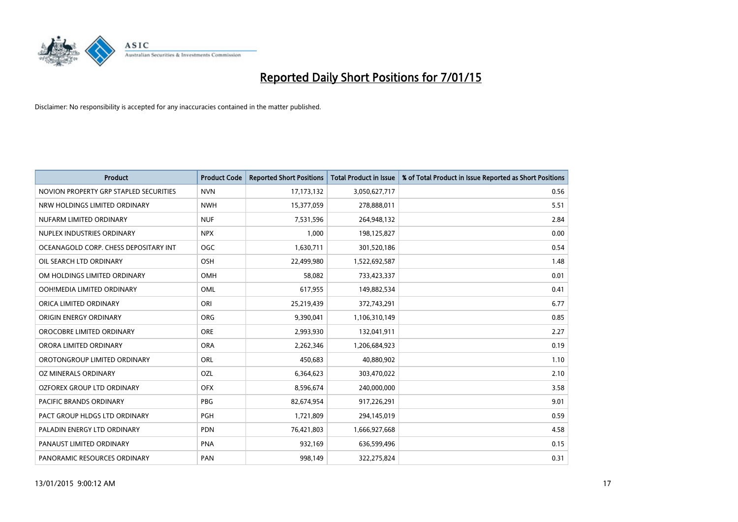# Reported Daily Short Positions for 7/01/15

Disclaimer: No responsibility is accepted for any inaccuracies contained in the matter published.

| Product | Product Code | Reported Short Positions | Total Product in Issue | % of Total Product in Issue Reported as Short Positions |
|---|---|---|---|---|
| NOVION PROPERTY GRP STAPLED SECURITIES | NVN | 17,173,132 | 3,050,627,717 | 0.56 |
| NRW HOLDINGS LIMITED ORDINARY | NWH | 15,377,059 | 278,888,011 | 5.51 |
| NUFARM LIMITED ORDINARY | NUF | 7,531,596 | 264,948,132 | 2.84 |
| NUPLEX INDUSTRIES ORDINARY | NPX | 1,000 | 198,125,827 | 0.00 |
| OCEANAGOLD CORP. CHESS DEPOSITARY INT | OGC | 1,630,711 | 301,520,186 | 0.54 |
| OIL SEARCH LTD ORDINARY | OSH | 22,499,980 | 1,522,692,587 | 1.48 |
| OM HOLDINGS LIMITED ORDINARY | OMH | 58,082 | 733,423,337 | 0.01 |
| OOH!MEDIA LIMITED ORDINARY | OML | 617,955 | 149,882,534 | 0.41 |
| ORICA LIMITED ORDINARY | ORI | 25,219,439 | 372,743,291 | 6.77 |
| ORIGIN ENERGY ORDINARY | ORG | 9,390,041 | 1,106,310,149 | 0.85 |
| OROCOBRE LIMITED ORDINARY | ORE | 2,993,930 | 132,041,911 | 2.27 |
| ORORA LIMITED ORDINARY | ORA | 2,262,346 | 1,206,684,923 | 0.19 |
| OROTONGROUP LIMITED ORDINARY | ORL | 450,683 | 40,880,902 | 1.10 |
| OZ MINERALS ORDINARY | OZL | 6,364,623 | 303,470,022 | 2.10 |
| OZFOREX GROUP LTD ORDINARY | OFX | 8,596,674 | 240,000,000 | 3.58 |
| PACIFIC BRANDS ORDINARY | PBG | 82,674,954 | 917,226,291 | 9.01 |
| PACT GROUP HLDGS LTD ORDINARY | PGH | 1,721,809 | 294,145,019 | 0.59 |
| PALADIN ENERGY LTD ORDINARY | PDN | 76,421,803 | 1,666,927,668 | 4.58 |
| PANAUST LIMITED ORDINARY | PNA | 932,169 | 636,599,496 | 0.15 |
| PANORAMIC RESOURCES ORDINARY | PAN | 998,149 | 322,275,824 | 0.31 |

13/01/2015 9:00:12 AM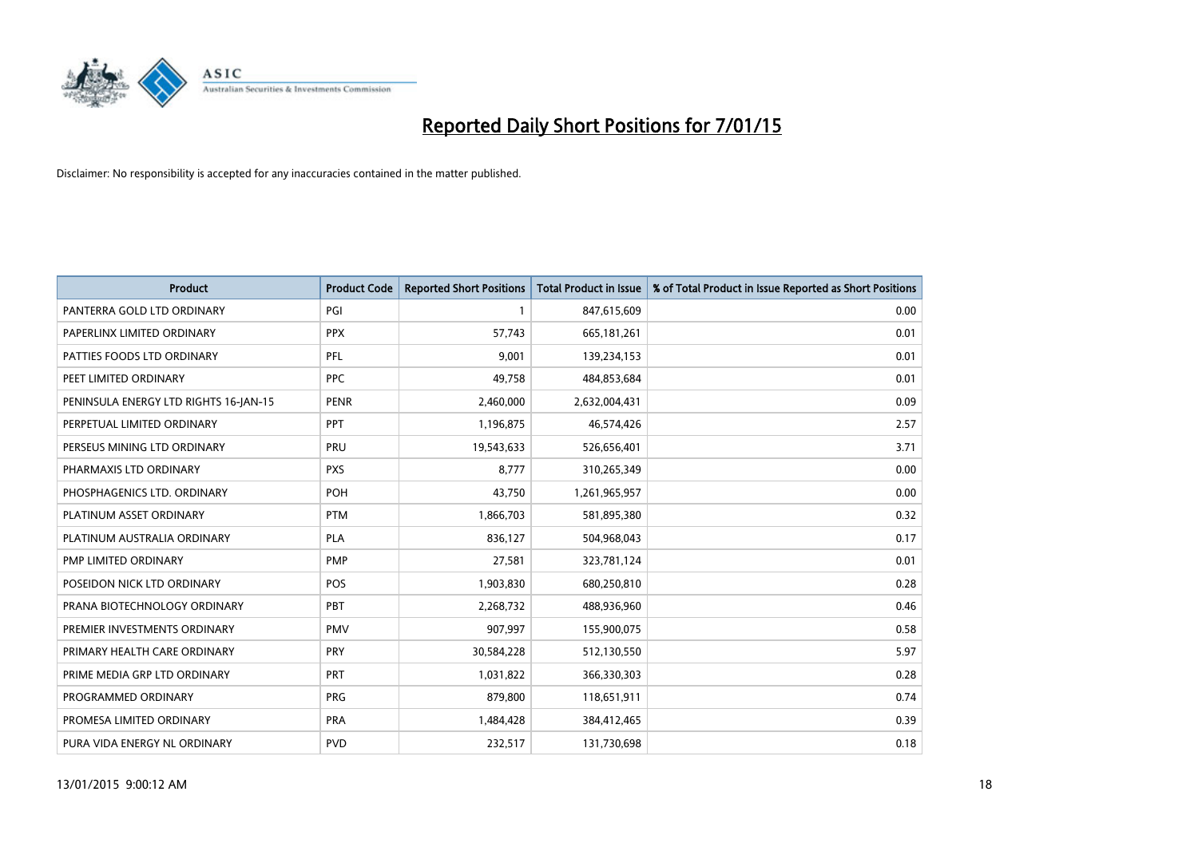# Reported Daily Short Positions for 7/01/15

Disclaimer: No responsibility is accepted for any inaccuracies contained in the matter published.

| Product | Product Code | Reported Short Positions | Total Product in Issue | % of Total Product in Issue Reported as Short Positions |
|---|---|---|---|---|
| PANTERRA GOLD LTD ORDINARY | PGI | 1 | 847,615,609 | 0.00 |
| PAPERLINX LIMITED ORDINARY | PPX | 57,743 | 665,181,261 | 0.01 |
| PATTIES FOODS LTD ORDINARY | PFL | 9,001 | 139,234,153 | 0.01 |
| PEET LIMITED ORDINARY | PPC | 49,758 | 484,853,684 | 0.01 |
| PENINSULA ENERGY LTD RIGHTS 16-JAN-15 | PENR | 2,460,000 | 2,632,004,431 | 0.09 |
| PERPETUAL LIMITED ORDINARY | PPT | 1,196,875 | 46,574,426 | 2.57 |
| PERSEUS MINING LTD ORDINARY | PRU | 19,543,633 | 526,656,401 | 3.71 |
| PHARMAXIS LTD ORDINARY | PXS | 8,777 | 310,265,349 | 0.00 |
| PHOSPHAGENICS LTD. ORDINARY | POH | 43,750 | 1,261,965,957 | 0.00 |
| PLATINUM ASSET ORDINARY | PTM | 1,866,703 | 581,895,380 | 0.32 |
| PLATINUM AUSTRALIA ORDINARY | PLA | 836,127 | 504,968,043 | 0.17 |
| PMP LIMITED ORDINARY | PMP | 27,581 | 323,781,124 | 0.01 |
| POSEIDON NICK LTD ORDINARY | POS | 1,903,830 | 680,250,810 | 0.28 |
| PRANA BIOTECHNOLOGY ORDINARY | PBT | 2,268,732 | 488,936,960 | 0.46 |
| PREMIER INVESTMENTS ORDINARY | PMV | 907,997 | 155,900,075 | 0.58 |
| PRIMARY HEALTH CARE ORDINARY | PRY | 30,584,228 | 512,130,550 | 5.97 |
| PRIME MEDIA GRP LTD ORDINARY | PRT | 1,031,822 | 366,330,303 | 0.28 |
| PROGRAMMED ORDINARY | PRG | 879,800 | 118,651,911 | 0.74 |
| PROMESA LIMITED ORDINARY | PRA | 1,484,428 | 384,412,465 | 0.39 |
| PURA VIDA ENERGY NL ORDINARY | PVD | 232,517 | 131,730,698 | 0.18 |

13/01/2015 9:00:12 AM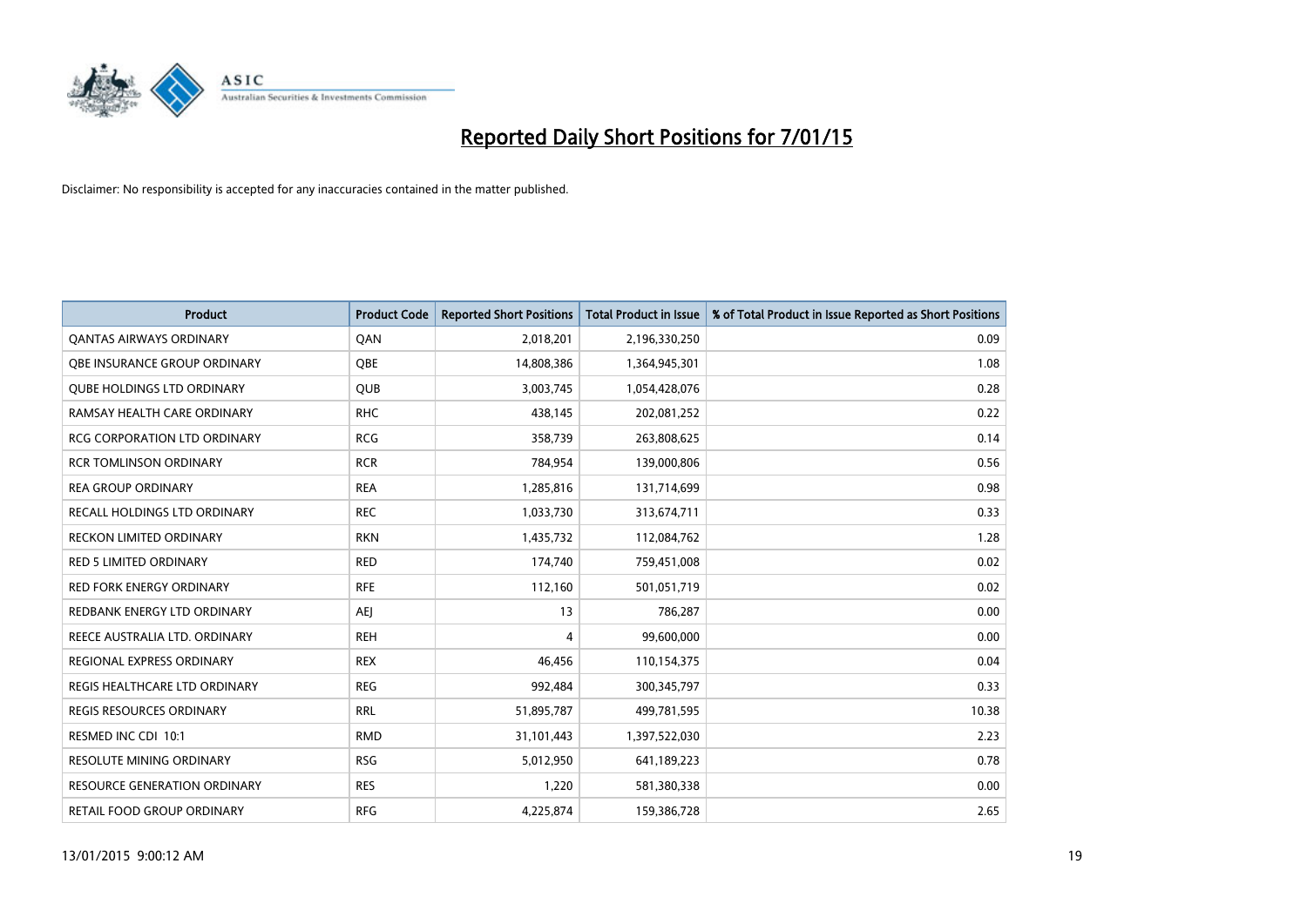# Reported Daily Short Positions for 7/01/15

Disclaimer: No responsibility is accepted for any inaccuracies contained in the matter published.

| Product | Product Code | Reported Short Positions | Total Product in Issue | % of Total Product in Issue Reported as Short Positions |
|---|---|---|---|---|
| QANTAS AIRWAYS ORDINARY | QAN | 2,018,201 | 2,196,330,250 | 0.09 |
| QBE INSURANCE GROUP ORDINARY | QBE | 14,808,386 | 1,364,945,301 | 1.08 |
| QUBE HOLDINGS LTD ORDINARY | QUB | 3,003,745 | 1,054,428,076 | 0.28 |
| RAMSAY HEALTH CARE ORDINARY | RHC | 438,145 | 202,081,252 | 0.22 |
| RCG CORPORATION LTD ORDINARY | RCG | 358,739 | 263,808,625 | 0.14 |
| RCR TOMLINSON ORDINARY | RCR | 784,954 | 139,000,806 | 0.56 |
| REA GROUP ORDINARY | REA | 1,285,816 | 131,714,699 | 0.98 |
| RECALL HOLDINGS LTD ORDINARY | REC | 1,033,730 | 313,674,711 | 0.33 |
| RECKON LIMITED ORDINARY | RKN | 1,435,732 | 112,084,762 | 1.28 |
| RED 5 LIMITED ORDINARY | RED | 174,740 | 759,451,008 | 0.02 |
| RED FORK ENERGY ORDINARY | RFE | 112,160 | 501,051,719 | 0.02 |
| REDBANK ENERGY LTD ORDINARY | AEJ | 13 | 786,287 | 0.00 |
| REECE AUSTRALIA LTD. ORDINARY | REH | 4 | 99,600,000 | 0.00 |
| REGIONAL EXPRESS ORDINARY | REX | 46,456 | 110,154,375 | 0.04 |
| REGIS HEALTHCARE LTD ORDINARY | REG | 992,484 | 300,345,797 | 0.33 |
| REGIS RESOURCES ORDINARY | RRL | 51,895,787 | 499,781,595 | 10.38 |
| RESMED INC CDI 10:1 | RMD | 31,101,443 | 1,397,522,030 | 2.23 |
| RESOLUTE MINING ORDINARY | RSG | 5,012,950 | 641,189,223 | 0.78 |
| RESOURCE GENERATION ORDINARY | RES | 1,220 | 581,380,338 | 0.00 |
| RETAIL FOOD GROUP ORDINARY | RFG | 4,225,874 | 159,386,728 | 2.65 |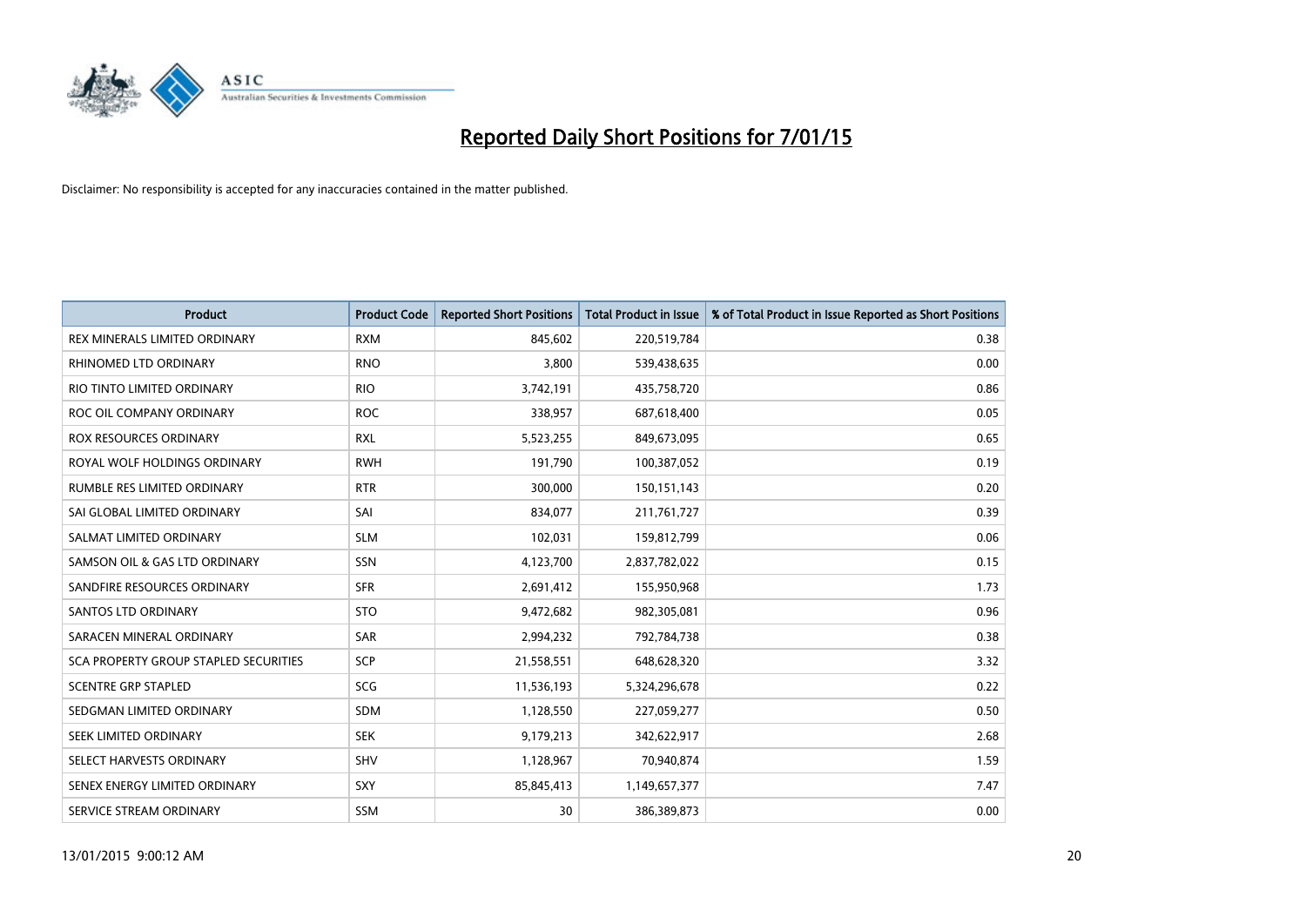# Reported Daily Short Positions for 7/01/15

Disclaimer: No responsibility is accepted for any inaccuracies contained in the matter published.

| Product | Product Code | Reported Short Positions | Total Product in Issue | % of Total Product in Issue Reported as Short Positions |
|---|---|---|---|---|
| REX MINERALS LIMITED ORDINARY | RXM | 845,602 | 220,519,784 | 0.38 |
| RHINOMED LTD ORDINARY | RNO | 3,800 | 539,438,635 | 0.00 |
| RIO TINTO LIMITED ORDINARY | RIO | 3,742,191 | 435,758,720 | 0.86 |
| ROC OIL COMPANY ORDINARY | ROC | 338,957 | 687,618,400 | 0.05 |
| ROX RESOURCES ORDINARY | RXL | 5,523,255 | 849,673,095 | 0.65 |
| ROYAL WOLF HOLDINGS ORDINARY | RWH | 191,790 | 100,387,052 | 0.19 |
| RUMBLE RES LIMITED ORDINARY | RTR | 300,000 | 150,151,143 | 0.20 |
| SAI GLOBAL LIMITED ORDINARY | SAI | 834,077 | 211,761,727 | 0.39 |
| SALMAT LIMITED ORDINARY | SLM | 102,031 | 159,812,799 | 0.06 |
| SAMSON OIL & GAS LTD ORDINARY | SSN | 4,123,700 | 2,837,782,022 | 0.15 |
| SANDFIRE RESOURCES ORDINARY | SFR | 2,691,412 | 155,950,968 | 1.73 |
| SANTOS LTD ORDINARY | STO | 9,472,682 | 982,305,081 | 0.96 |
| SARACEN MINERAL ORDINARY | SAR | 2,994,232 | 792,784,738 | 0.38 |
| SCA PROPERTY GROUP STAPLED SECURITIES | SCP | 21,558,551 | 648,628,320 | 3.32 |
| SCENTRE GRP STAPLED | SCG | 11,536,193 | 5,324,296,678 | 0.22 |
| SEDGMAN LIMITED ORDINARY | SDM | 1,128,550 | 227,059,277 | 0.50 |
| SEEK LIMITED ORDINARY | SEK | 9,179,213 | 342,622,917 | 2.68 |
| SELECT HARVESTS ORDINARY | SHV | 1,128,967 | 70,940,874 | 1.59 |
| SENEX ENERGY LIMITED ORDINARY | SXY | 85,845,413 | 1,149,657,377 | 7.47 |
| SERVICE STREAM ORDINARY | SSM | 30 | 386,389,873 | 0.00 |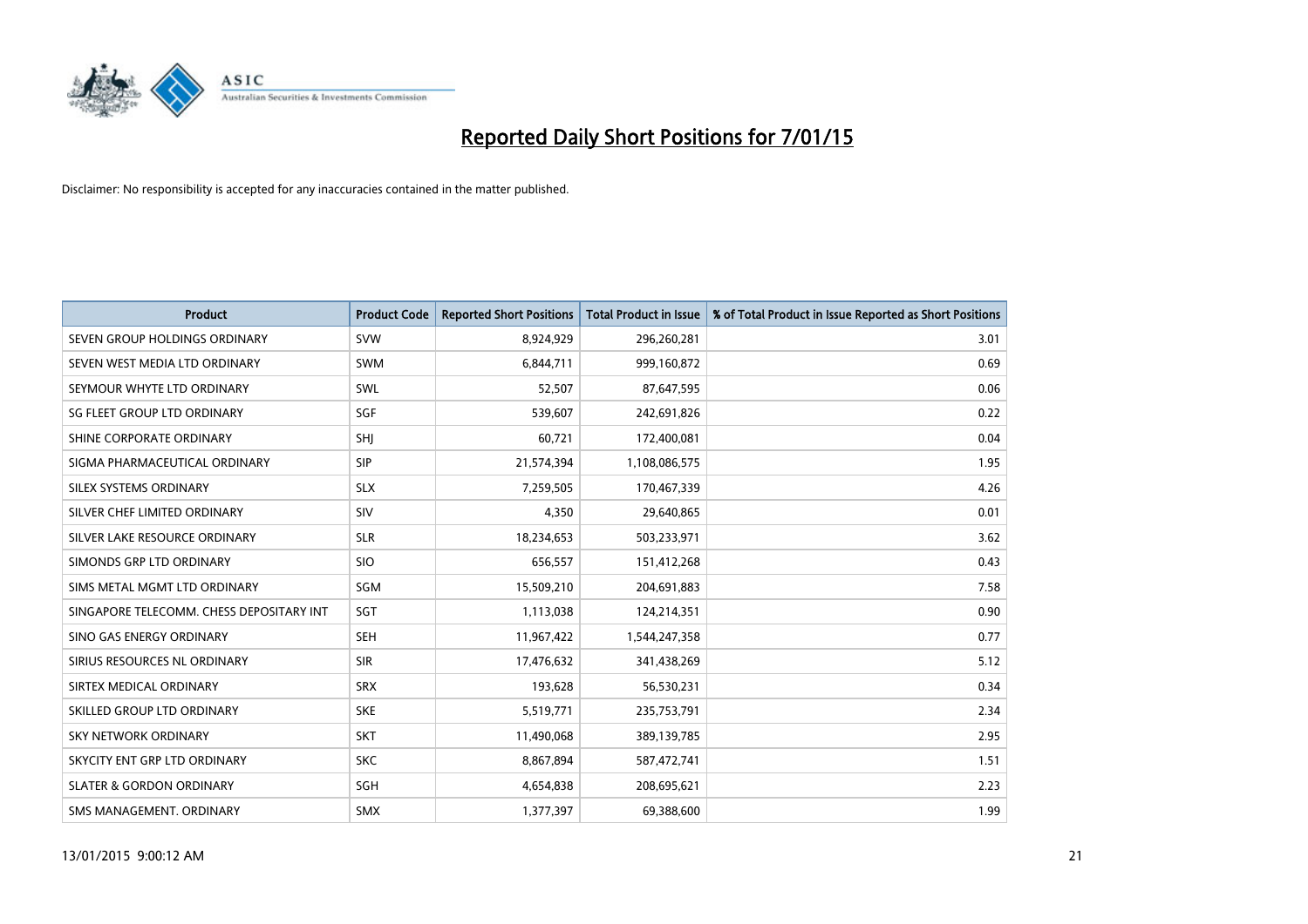# Reported Daily Short Positions for 7/01/15

Disclaimer: No responsibility is accepted for any inaccuracies contained in the matter published.

| Product | Product Code | Reported Short Positions | Total Product in Issue | % of Total Product in Issue Reported as Short Positions |
|---|---|---|---|---|
| SEVEN GROUP HOLDINGS ORDINARY | SVW | 8,924,929 | 296,260,281 | 3.01 |
| SEVEN WEST MEDIA LTD ORDINARY | SWM | 6,844,711 | 999,160,872 | 0.69 |
| SEYMOUR WHYTE LTD ORDINARY | SWL | 52,507 | 87,647,595 | 0.06 |
| SG FLEET GROUP LTD ORDINARY | SGF | 539,607 | 242,691,826 | 0.22 |
| SHINE CORPORATE ORDINARY | SHJ | 60,721 | 172,400,081 | 0.04 |
| SIGMA PHARMACEUTICAL ORDINARY | SIP | 21,574,394 | 1,108,086,575 | 1.95 |
| SILEX SYSTEMS ORDINARY | SLX | 7,259,505 | 170,467,339 | 4.26 |
| SILVER CHEF LIMITED ORDINARY | SIV | 4,350 | 29,640,865 | 0.01 |
| SILVER LAKE RESOURCE ORDINARY | SLR | 18,234,653 | 503,233,971 | 3.62 |
| SIMONDS GRP LTD ORDINARY | SIO | 656,557 | 151,412,268 | 0.43 |
| SIMS METAL MGMT LTD ORDINARY | SGM | 15,509,210 | 204,691,883 | 7.58 |
| SINGAPORE TELECOMM. CHESS DEPOSITARY INT | SGT | 1,113,038 | 124,214,351 | 0.90 |
| SINO GAS ENERGY ORDINARY | SEH | 11,967,422 | 1,544,247,358 | 0.77 |
| SIRIUS RESOURCES NL ORDINARY | SIR | 17,476,632 | 341,438,269 | 5.12 |
| SIRTEX MEDICAL ORDINARY | SRX | 193,628 | 56,530,231 | 0.34 |
| SKILLED GROUP LTD ORDINARY | SKE | 5,519,771 | 235,753,791 | 2.34 |
| SKY NETWORK ORDINARY | SKT | 11,490,068 | 389,139,785 | 2.95 |
| SKYCITY ENT GRP LTD ORDINARY | SKC | 8,867,894 | 587,472,741 | 1.51 |
| SLATER & GORDON ORDINARY | SGH | 4,654,838 | 208,695,621 | 2.23 |
| SMS MANAGEMENT. ORDINARY | SMX | 1,377,397 | 69,388,600 | 1.99 |

13/01/2015 9:00:12 AM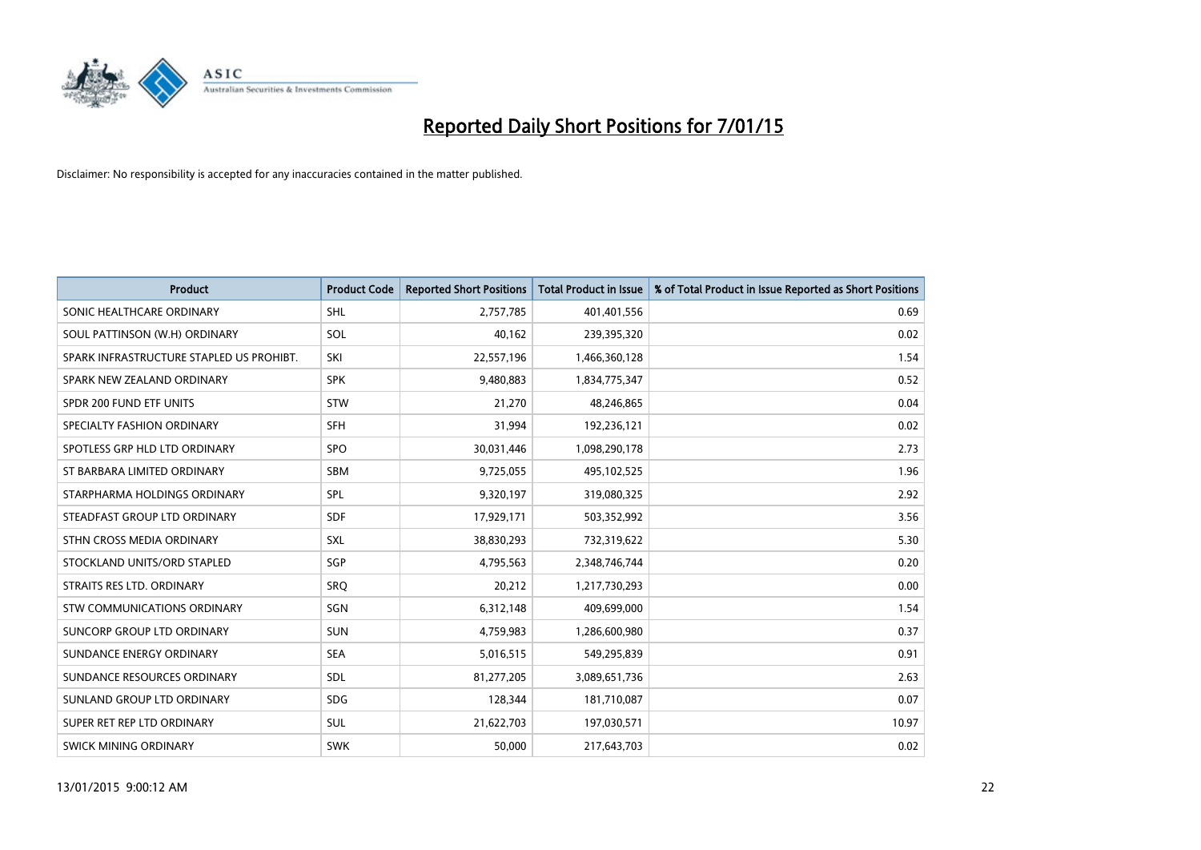# Reported Daily Short Positions for 7/01/15

Disclaimer: No responsibility is accepted for any inaccuracies contained in the matter published.

| Product | Product Code | Reported Short Positions | Total Product in Issue | % of Total Product in Issue Reported as Short Positions |
|---|---|---|---|---|
| SONIC HEALTHCARE ORDINARY | SHL | 2,757,785 | 401,401,556 | 0.69 |
| SOUL PATTINSON (W.H) ORDINARY | SOL | 40,162 | 239,395,320 | 0.02 |
| SPARK INFRASTRUCTURE STAPLED US PROHIBT. | SKI | 22,557,196 | 1,466,360,128 | 1.54 |
| SPARK NEW ZEALAND ORDINARY | SPK | 9,480,883 | 1,834,775,347 | 0.52 |
| SPDR 200 FUND ETF UNITS | STW | 21,270 | 48,246,865 | 0.04 |
| SPECIALTY FASHION ORDINARY | SFH | 31,994 | 192,236,121 | 0.02 |
| SPOTLESS GRP HLD LTD ORDINARY | SPO | 30,031,446 | 1,098,290,178 | 2.73 |
| ST BARBARA LIMITED ORDINARY | SBM | 9,725,055 | 495,102,525 | 1.96 |
| STARPHARMA HOLDINGS ORDINARY | SPL | 9,320,197 | 319,080,325 | 2.92 |
| STEADFAST GROUP LTD ORDINARY | SDF | 17,929,171 | 503,352,992 | 3.56 |
| STHN CROSS MEDIA ORDINARY | SXL | 38,830,293 | 732,319,622 | 5.30 |
| STOCKLAND UNITS/ORD STAPLED | SGP | 4,795,563 | 2,348,746,744 | 0.20 |
| STRAITS RES LTD. ORDINARY | SRQ | 20,212 | 1,217,730,293 | 0.00 |
| STW COMMUNICATIONS ORDINARY | SGN | 6,312,148 | 409,699,000 | 1.54 |
| SUNCORP GROUP LTD ORDINARY | SUN | 4,759,983 | 1,286,600,980 | 0.37 |
| SUNDANCE ENERGY ORDINARY | SEA | 5,016,515 | 549,295,839 | 0.91 |
| SUNDANCE RESOURCES ORDINARY | SDL | 81,277,205 | 3,089,651,736 | 2.63 |
| SUNLAND GROUP LTD ORDINARY | SDG | 128,344 | 181,710,087 | 0.07 |
| SUPER RET REP LTD ORDINARY | SUL | 21,622,703 | 197,030,571 | 10.97 |
| SWICK MINING ORDINARY | SWK | 50,000 | 217,643,703 | 0.02 |

13/01/2015 9:00:12 AM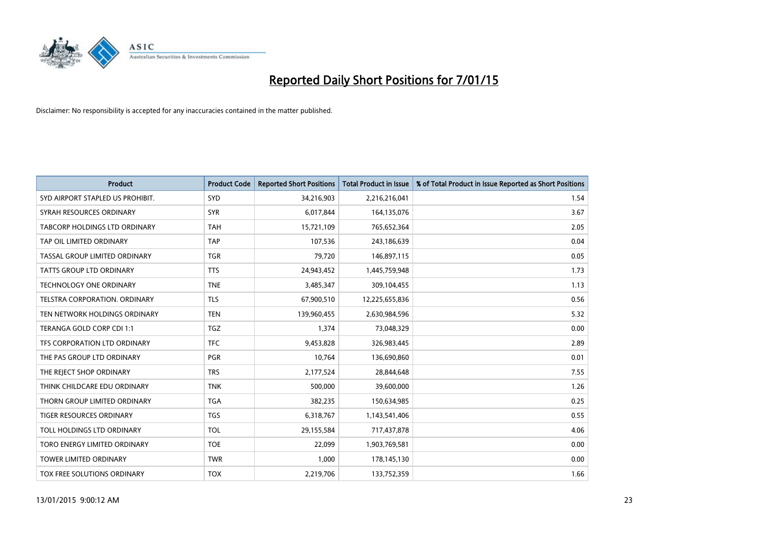# Reported Daily Short Positions for 7/01/15

Disclaimer: No responsibility is accepted for any inaccuracies contained in the matter published.

| Product | Product Code | Reported Short Positions | Total Product in Issue | % of Total Product in Issue Reported as Short Positions |
|---|---|---|---|---|
| SYD AIRPORT STAPLED US PROHIBIT. | SYD | 34,216,903 | 2,216,216,041 | 1.54 |
| SYRAH RESOURCES ORDINARY | SYR | 6,017,844 | 164,135,076 | 3.67 |
| TABCORP HOLDINGS LTD ORDINARY | TAH | 15,721,109 | 765,652,364 | 2.05 |
| TAP OIL LIMITED ORDINARY | TAP | 107,536 | 243,186,639 | 0.04 |
| TASSAL GROUP LIMITED ORDINARY | TGR | 79,720 | 146,897,115 | 0.05 |
| TATTS GROUP LTD ORDINARY | TTS | 24,943,452 | 1,445,759,948 | 1.73 |
| TECHNOLOGY ONE ORDINARY | TNE | 3,485,347 | 309,104,455 | 1.13 |
| TELSTRA CORPORATION. ORDINARY | TLS | 67,900,510 | 12,225,655,836 | 0.56 |
| TEN NETWORK HOLDINGS ORDINARY | TEN | 139,960,455 | 2,630,984,596 | 5.32 |
| TERANGA GOLD CORP CDI 1:1 | TGZ | 1,374 | 73,048,329 | 0.00 |
| TFS CORPORATION LTD ORDINARY | TFC | 9,453,828 | 326,983,445 | 2.89 |
| THE PAS GROUP LTD ORDINARY | PGR | 10,764 | 136,690,860 | 0.01 |
| THE REJECT SHOP ORDINARY | TRS | 2,177,524 | 28,844,648 | 7.55 |
| THINK CHILDCARE EDU ORDINARY | TNK | 500,000 | 39,600,000 | 1.26 |
| THORN GROUP LIMITED ORDINARY | TGA | 382,235 | 150,634,985 | 0.25 |
| TIGER RESOURCES ORDINARY | TGS | 6,318,767 | 1,143,541,406 | 0.55 |
| TOLL HOLDINGS LTD ORDINARY | TOL | 29,155,584 | 717,437,878 | 4.06 |
| TORO ENERGY LIMITED ORDINARY | TOE | 22,099 | 1,903,769,581 | 0.00 |
| TOWER LIMITED ORDINARY | TWR | 1,000 | 178,145,130 | 0.00 |
| TOX FREE SOLUTIONS ORDINARY | TOX | 2,219,706 | 133,752,359 | 1.66 |

13/01/2015 9:00:12 AM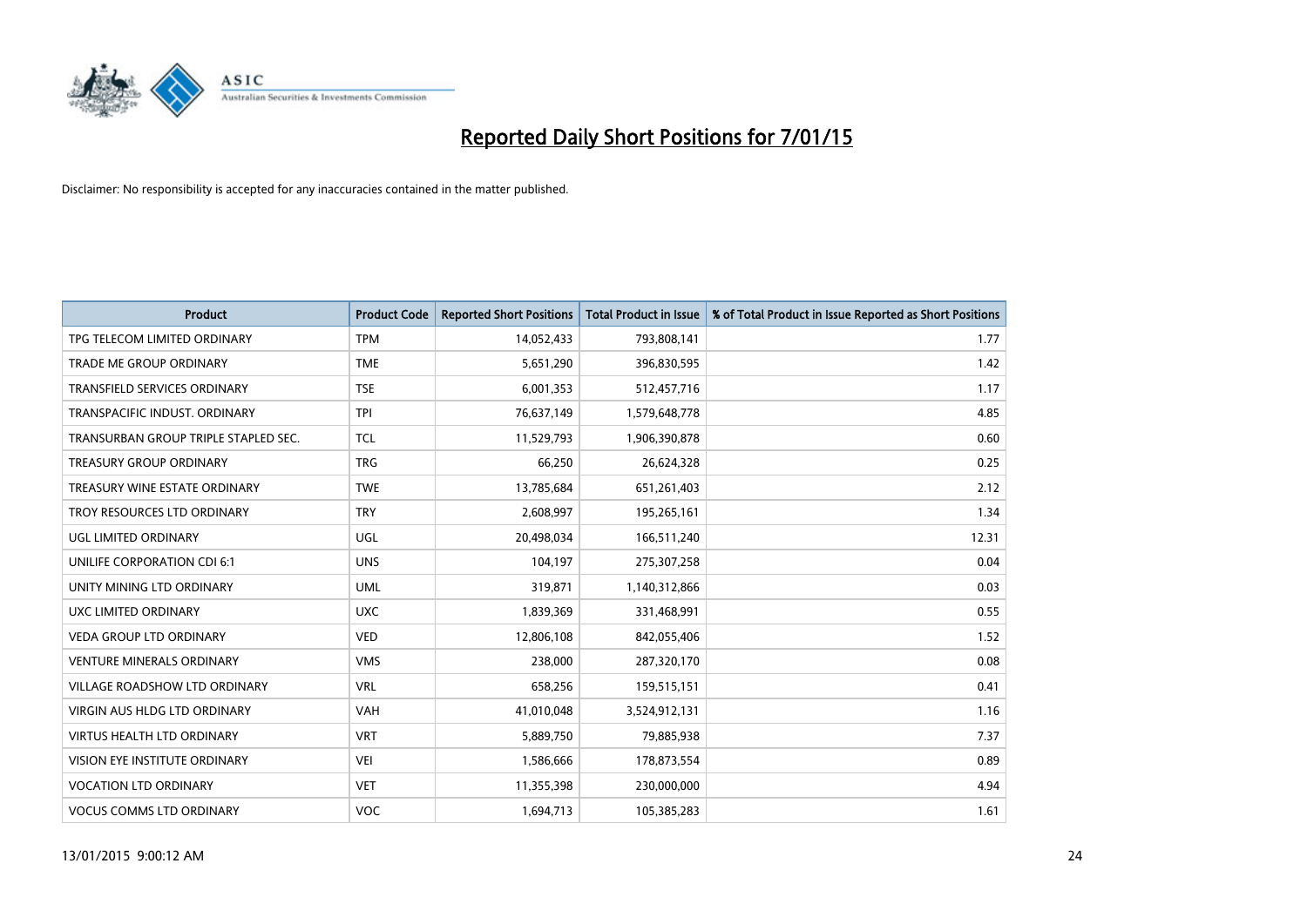# Reported Daily Short Positions for 7/01/15

Disclaimer: No responsibility is accepted for any inaccuracies contained in the matter published.

| Product | Product Code | Reported Short Positions | Total Product in Issue | % of Total Product in Issue Reported as Short Positions |
|---|---|---|---|---|
| TPG TELECOM LIMITED ORDINARY | TPM | 14,052,433 | 793,808,141 | 1.77 |
| TRADE ME GROUP ORDINARY | TME | 5,651,290 | 396,830,595 | 1.42 |
| TRANSFIELD SERVICES ORDINARY | TSE | 6,001,353 | 512,457,716 | 1.17 |
| TRANSPACIFIC INDUST. ORDINARY | TPI | 76,637,149 | 1,579,648,778 | 4.85 |
| TRANSURBAN GROUP TRIPLE STAPLED SEC. | TCL | 11,529,793 | 1,906,390,878 | 0.60 |
| TREASURY GROUP ORDINARY | TRG | 66,250 | 26,624,328 | 0.25 |
| TREASURY WINE ESTATE ORDINARY | TWE | 13,785,684 | 651,261,403 | 2.12 |
| TROY RESOURCES LTD ORDINARY | TRY | 2,608,997 | 195,265,161 | 1.34 |
| UGL LIMITED ORDINARY | UGL | 20,498,034 | 166,511,240 | 12.31 |
| UNILIFE CORPORATION CDI 6:1 | UNS | 104,197 | 275,307,258 | 0.04 |
| UNITY MINING LTD ORDINARY | UML | 319,871 | 1,140,312,866 | 0.03 |
| UXC LIMITED ORDINARY | UXC | 1,839,369 | 331,468,991 | 0.55 |
| VEDA GROUP LTD ORDINARY | VED | 12,806,108 | 842,055,406 | 1.52 |
| VENTURE MINERALS ORDINARY | VMS | 238,000 | 287,320,170 | 0.08 |
| VILLAGE ROADSHOW LTD ORDINARY | VRL | 658,256 | 159,515,151 | 0.41 |
| VIRGIN AUS HLDG LTD ORDINARY | VAH | 41,010,048 | 3,524,912,131 | 1.16 |
| VIRTUS HEALTH LTD ORDINARY | VRT | 5,889,750 | 79,885,938 | 7.37 |
| VISION EYE INSTITUTE ORDINARY | VEI | 1,586,666 | 178,873,554 | 0.89 |
| VOCATION LTD ORDINARY | VET | 11,355,398 | 230,000,000 | 4.94 |
| VOCUS COMMS LTD ORDINARY | VOC | 1,694,713 | 105,385,283 | 1.61 |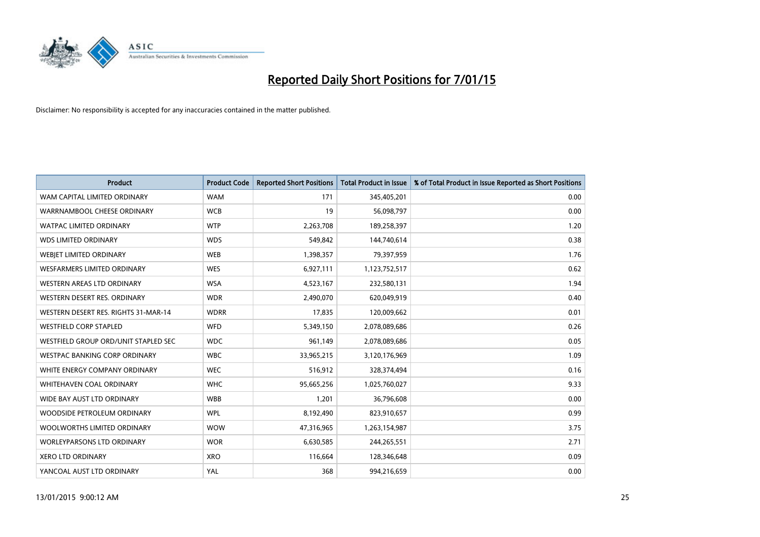# Reported Daily Short Positions for 7/01/15

Disclaimer: No responsibility is accepted for any inaccuracies contained in the matter published.

| Product | Product Code | Reported Short Positions | Total Product in Issue | % of Total Product in Issue Reported as Short Positions |
|---|---|---|---|---|
| WAM CAPITAL LIMITED ORDINARY | WAM | 171 | 345,405,201 | 0.00 |
| WARRNAMBOOL CHEESE ORDINARY | WCB | 19 | 56,098,797 | 0.00 |
| WATPAC LIMITED ORDINARY | WTP | 2,263,708 | 189,258,397 | 1.20 |
| WDS LIMITED ORDINARY | WDS | 549,842 | 144,740,614 | 0.38 |
| WEBJET LIMITED ORDINARY | WEB | 1,398,357 | 79,397,959 | 1.76 |
| WESFARMERS LIMITED ORDINARY | WES | 6,927,111 | 1,123,752,517 | 0.62 |
| WESTERN AREAS LTD ORDINARY | WSA | 4,523,167 | 232,580,131 | 1.94 |
| WESTERN DESERT RES. ORDINARY | WDR | 2,490,070 | 620,049,919 | 0.40 |
| WESTERN DESERT RES. RIGHTS 31-MAR-14 | WDRR | 17,835 | 120,009,662 | 0.01 |
| WESTFIELD CORP STAPLED | WFD | 5,349,150 | 2,078,089,686 | 0.26 |
| WESTFIELD GROUP ORD/UNIT STAPLED SEC | WDC | 961,149 | 2,078,089,686 | 0.05 |
| WESTPAC BANKING CORP ORDINARY | WBC | 33,965,215 | 3,120,176,969 | 1.09 |
| WHITE ENERGY COMPANY ORDINARY | WEC | 516,912 | 328,374,494 | 0.16 |
| WHITEHAVEN COAL ORDINARY | WHC | 95,665,256 | 1,025,760,027 | 9.33 |
| WIDE BAY AUST LTD ORDINARY | WBB | 1,201 | 36,796,608 | 0.00 |
| WOODSIDE PETROLEUM ORDINARY | WPL | 8,192,490 | 823,910,657 | 0.99 |
| WOOLWORTHS LIMITED ORDINARY | WOW | 47,316,965 | 1,263,154,987 | 3.75 |
| WORLEYPARSONS LTD ORDINARY | WOR | 6,630,585 | 244,265,551 | 2.71 |
| XERO LTD ORDINARY | XRO | 116,664 | 128,346,648 | 0.09 |
| YANCOAL AUST LTD ORDINARY | YAL | 368 | 994,216,659 | 0.00 |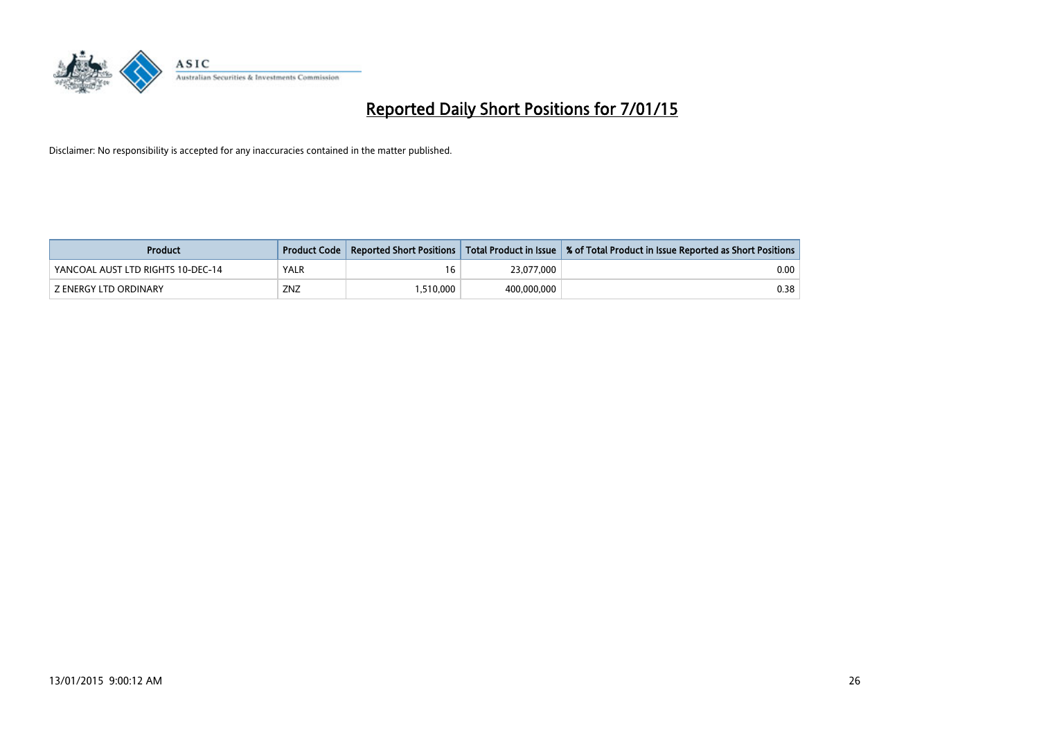# Reported Daily Short Positions for 7/01/15

Disclaimer: No responsibility is accepted for any inaccuracies contained in the matter published.

| Product | Product Code | Reported Short Positions | Total Product in Issue | % of Total Product in Issue Reported as Short Positions |
|---|---|---|---|---|
| YANCOAL AUST LTD RIGHTS 10-DEC-14 | YALR | 16 | 23,077,000 | 0.00 |
| Z ENERGY LTD ORDINARY | ZNZ | 1,510,000 | 400,000,000 | 0.38 |

13/01/2015 9:00:12 AM